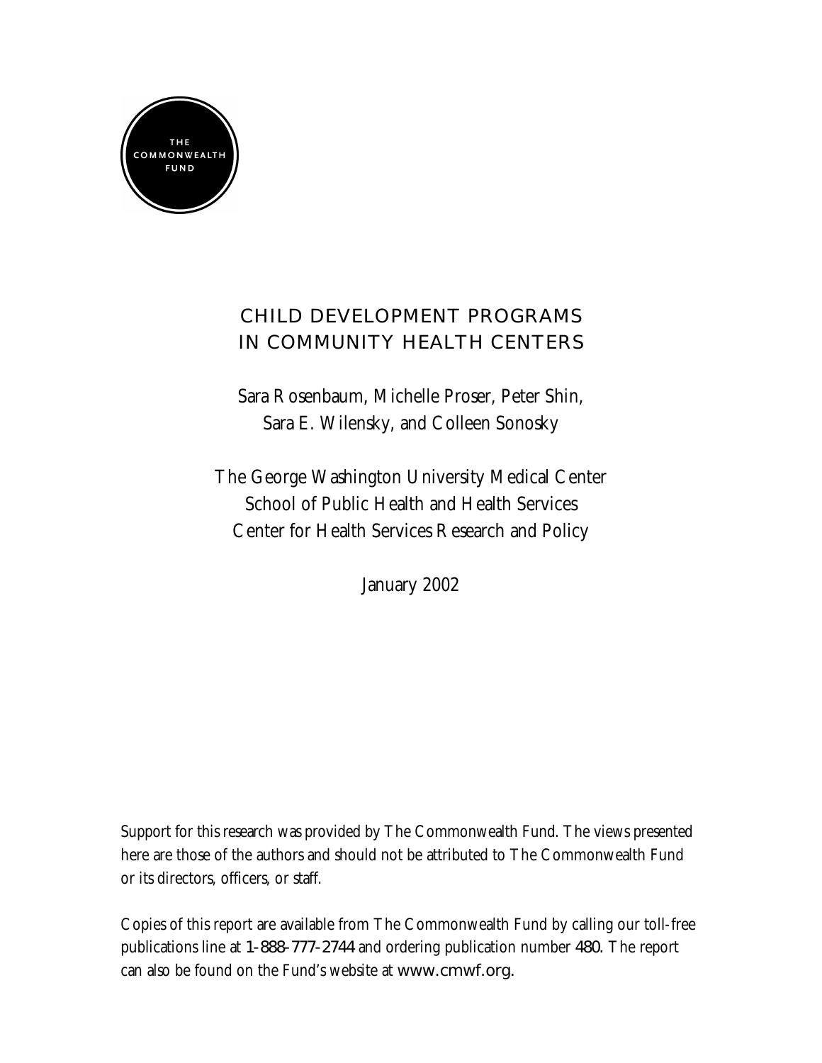THE COMMONWEALTH FUND

# CHILD DEVELOPMENT PROGRAMS IN COMMUNITY HEALTH CENTERS

Sara Rosenbaum, Michelle Proser, Peter Shin, Sara E. Wilensky, and Colleen Sonosky

The George Washington University Medical Center
School of Public Health and Health Services
Center for Health Services Research and Policy

January 2002

Support for this research was provided by The Commonwealth Fund. The views presented here are those of the authors and should not be attributed to The Commonwealth Fund or its directors, officers, or staff.

Copies of this report are available from The Commonwealth Fund by calling our toll-free publications line at 1-888-777-2744 and ordering publication number 480. The report can also be found on the Fund's website at www.cmwf.org.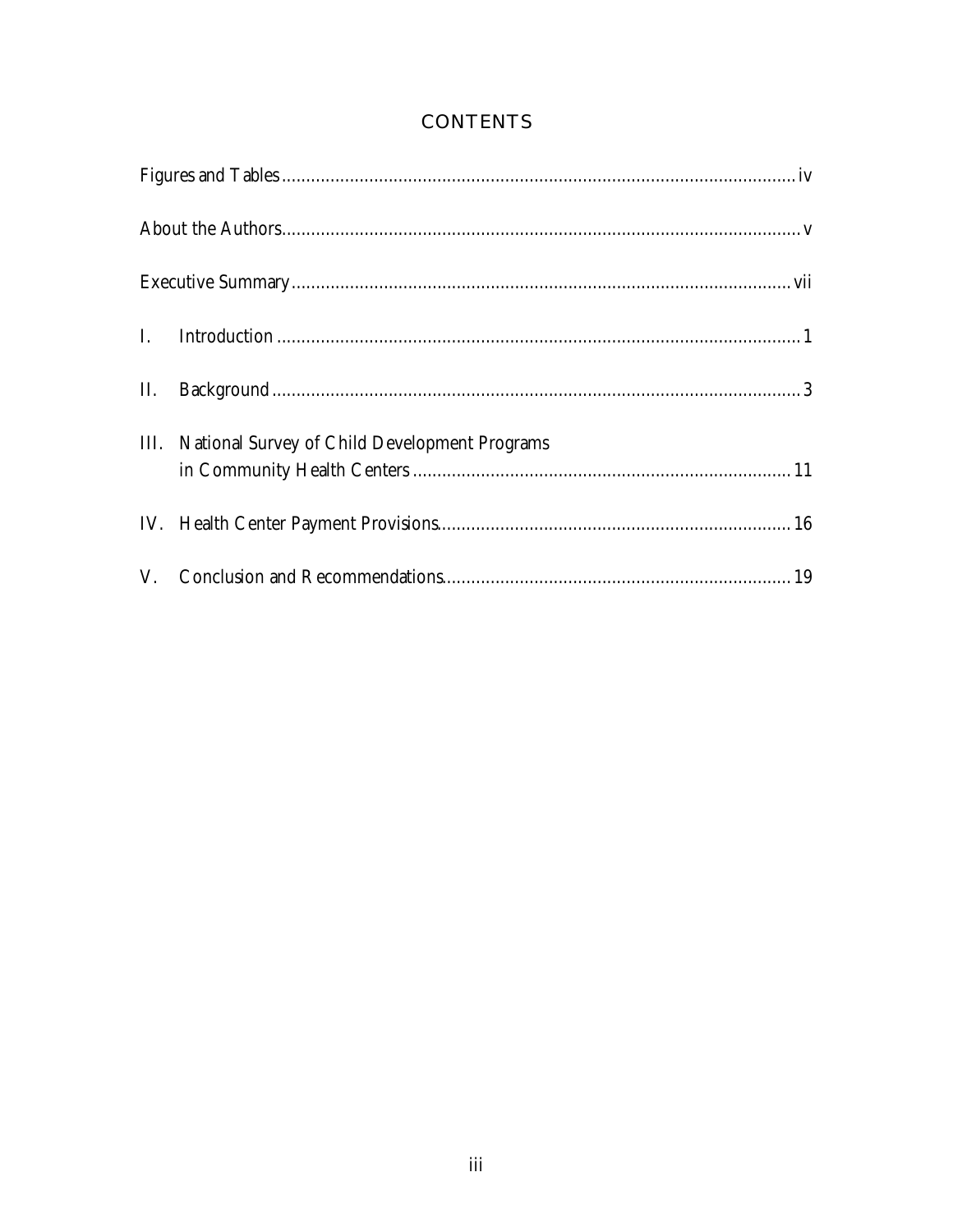# CONTENTS

Figures and Tables ........................................................ iv

About the Authors ........................................................ v

Executive Summary ........................................................ vii

I. Introduction ........................................................ 1

II. Background ........................................................ 3

III. National Survey of Child Development Programs in Community Health Centers ........................................................ 11

IV. Health Center Payment Provisions ........................................................ 16

V. Conclusion and Recommendations ........................................................ 19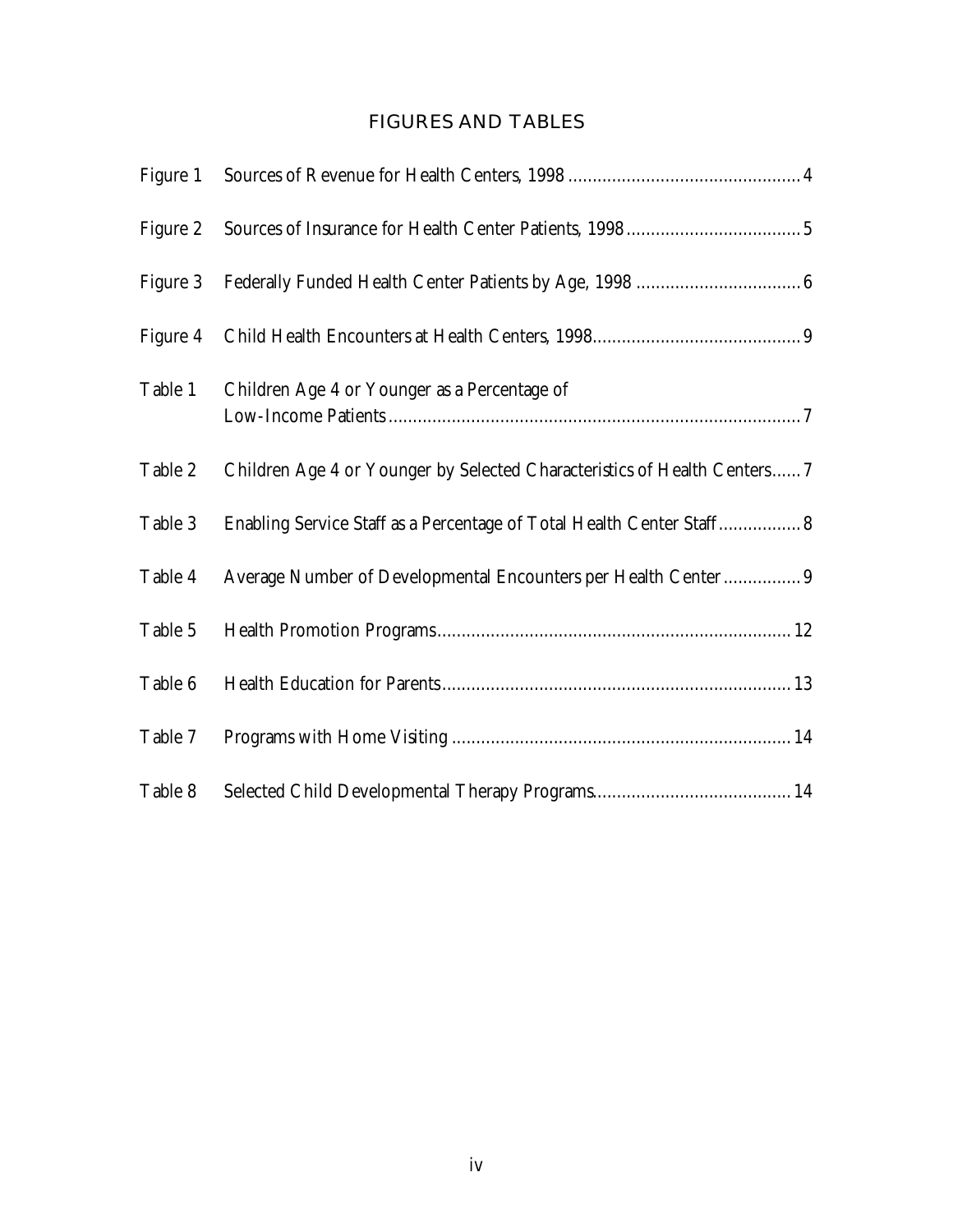## FIGURES AND TABLES

| | | |
|---|---|---|
| Figure 1 | Sources of Revenue for Health Centers, 1998 | 4 |
| Figure 2 | Sources of Insurance for Health Center Patients, 1998 | 5 |
| Figure 3 | Federally Funded Health Center Patients by Age, 1998 | 6 |
| Figure 4 | Child Health Encounters at Health Centers, 1998 | 9 |
| Table 1 | Children Age 4 or Younger as a Percentage of Low-Income Patients | 7 |
| Table 2 | Children Age 4 or Younger by Selected Characteristics of Health Centers | 7 |
| Table 3 | Enabling Service Staff as a Percentage of Total Health Center Staff | 8 |
| Table 4 | Average Number of Developmental Encounters per Health Center | 9 |
| Table 5 | Health Promotion Programs | 12 |
| Table 6 | Health Education for Parents | 13 |
| Table 7 | Programs with Home Visiting | 14 |
| Table 8 | Selected Child Developmental Therapy Programs | 14 |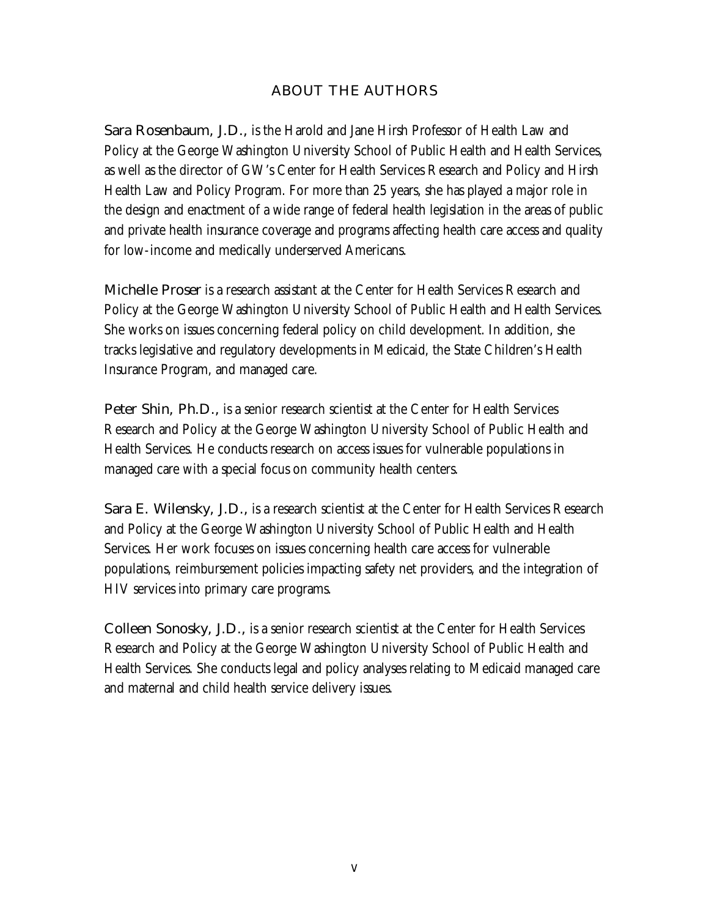## ABOUT THE AUTHORS

**Sara Rosenbaum, J.D.,** is the Harold and Jane Hirsh Professor of Health Law and Policy at the George Washington University School of Public Health and Health Services, as well as the director of GW's Center for Health Services Research and Policy and Hirsh Health Law and Policy Program. For more than 25 years, she has played a major role in the design and enactment of a wide range of federal health legislation in the areas of public and private health insurance coverage and programs affecting health care access and quality for low-income and medically underserved Americans.

**Michelle Proser** is a research assistant at the Center for Health Services Research and Policy at the George Washington University School of Public Health and Health Services. She works on issues concerning federal policy on child development. In addition, she tracks legislative and regulatory developments in Medicaid, the State Children's Health Insurance Program, and managed care.

**Peter Shin, Ph.D.,** is a senior research scientist at the Center for Health Services Research and Policy at the George Washington University School of Public Health and Health Services. He conducts research on access issues for vulnerable populations in managed care with a special focus on community health centers.

**Sara E. Wilensky, J.D.,** is a research scientist at the Center for Health Services Research and Policy at the George Washington University School of Public Health and Health Services. Her work focuses on issues concerning health care access for vulnerable populations, reimbursement policies impacting safety net providers, and the integration of HIV services into primary care programs.

**Colleen Sonosky, J.D.,** is a senior research scientist at the Center for Health Services Research and Policy at the George Washington University School of Public Health and Health Services. She conducts legal and policy analyses relating to Medicaid managed care and maternal and child health service delivery issues.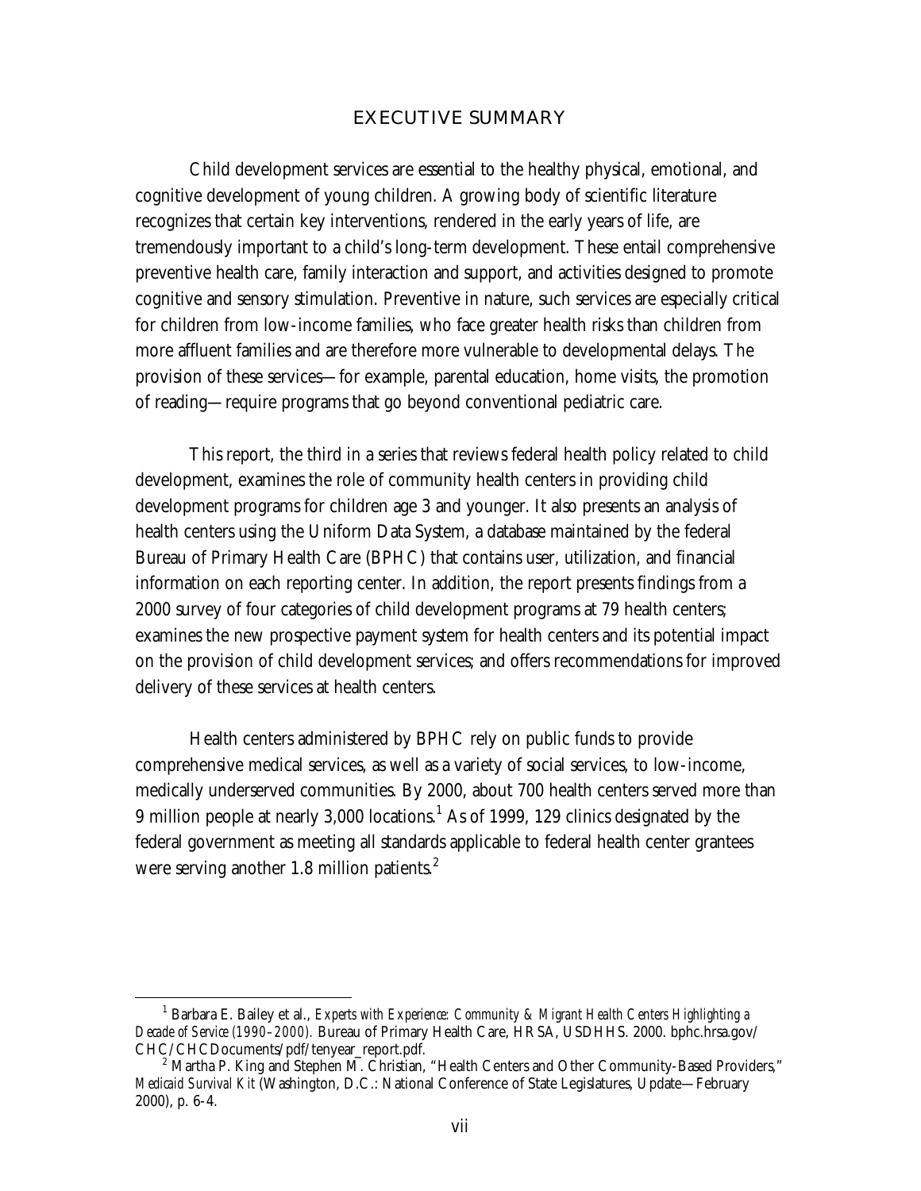## EXECUTIVE SUMMARY

Child development services are essential to the healthy physical, emotional, and cognitive development of young children. A growing body of scientific literature recognizes that certain key interventions, rendered in the early years of life, are tremendously important to a child's long-term development. These entail comprehensive preventive health care, family interaction and support, and activities designed to promote cognitive and sensory stimulation. Preventive in nature, such services are especially critical for children from low-income families, who face greater health risks than children from more affluent families and are therefore more vulnerable to developmental delays. The provision of these services—for example, parental education, home visits, the promotion of reading—require programs that go beyond conventional pediatric care.

This report, the third in a series that reviews federal health policy related to child development, examines the role of community health centers in providing child development programs for children age 3 and younger. It also presents an analysis of health centers using the Uniform Data System, a database maintained by the federal Bureau of Primary Health Care (BPHC) that contains user, utilization, and financial information on each reporting center. In addition, the report presents findings from a 2000 survey of four categories of child development programs at 79 health centers; examines the new prospective payment system for health centers and its potential impact on the provision of child development services; and offers recommendations for improved delivery of these services at health centers.

Health centers administered by BPHC rely on public funds to provide comprehensive medical services, as well as a variety of social services, to low-income, medically underserved communities. By 2000, about 700 health centers served more than 9 million people at nearly 3,000 locations.[1] As of 1999, 129 clinics designated by the federal government as meeting all standards applicable to federal health center grantees were serving another 1.8 million patients.[2]

---

[1] Barbara E. Bailey et al., *Experts with Experience: Community & Migrant Health Centers Highlighting a Decade of Service (1990–2000).* Bureau of Primary Health Care, HRSA, USDHHS. 2000. bphc.hrsa.gov/CHC/CHCDocuments/pdf/tenyear_report.pdf.

[2] Martha P. King and Stephen M. Christian, "Health Centers and Other Community-Based Providers," *Medicaid Survival Kit* (Washington, D.C.: National Conference of State Legislatures, Update—February 2000), p. 6-4.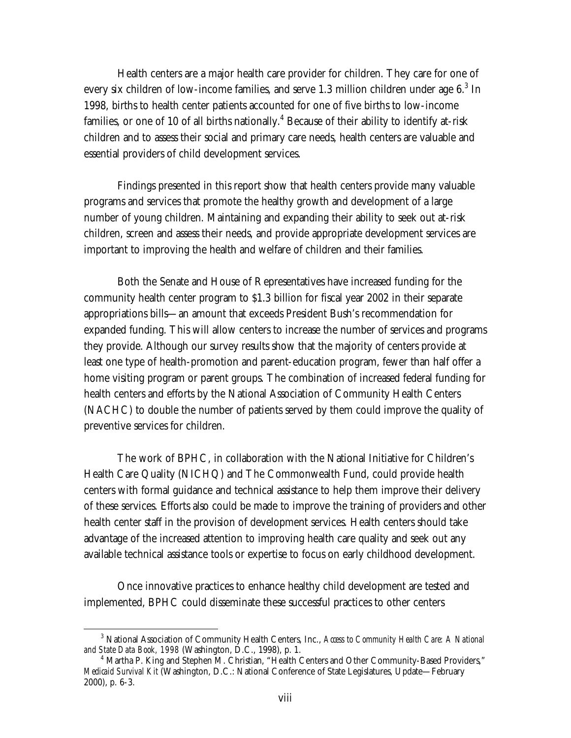Health centers are a major health care provider for children. They care for one of every six children of low-income families, and serve 1.3 million children under age 6.[3] In 1998, births to health center patients accounted for one of five births to low-income families, or one of 10 of all births nationally.[4] Because of their ability to identify at-risk children and to assess their social and primary care needs, health centers are valuable and essential providers of child development services.

Findings presented in this report show that health centers provide many valuable programs and services that promote the healthy growth and development of a large number of young children. Maintaining and expanding their ability to seek out at-risk children, screen and assess their needs, and provide appropriate development services are important to improving the health and welfare of children and their families.

Both the Senate and House of Representatives have increased funding for the community health center program to $1.3 billion for fiscal year 2002 in their separate appropriations bills—an amount that exceeds President Bush's recommendation for expanded funding. This will allow centers to increase the number of services and programs they provide. Although our survey results show that the majority of centers provide at least one type of health-promotion and parent-education program, fewer than half offer a home visiting program or parent groups. The combination of increased federal funding for health centers and efforts by the National Association of Community Health Centers (NACHC) to double the number of patients served by them could improve the quality of preventive services for children.

The work of BPHC, in collaboration with the National Initiative for Children's Health Care Quality (NICHQ) and The Commonwealth Fund, could provide health centers with formal guidance and technical assistance to help them improve their delivery of these services. Efforts also could be made to improve the training of providers and other health center staff in the provision of development services. Health centers should take advantage of the increased attention to improving health care quality and seek out any available technical assistance tools or expertise to focus on early childhood development.

Once innovative practices to enhance healthy child development are tested and implemented, BPHC could disseminate these successful practices to other centers

---

[3] National Association of Community Health Centers, Inc., *Access to Community Health Care: A National and State Data Book, 1998* (Washington, D.C., 1998), p. 1.

[4] Martha P. King and Stephen M. Christian, "Health Centers and Other Community-Based Providers," *Medicaid Survival Kit* (Washington, D.C.: National Conference of State Legislatures, Update—February 2000), p. 6-3.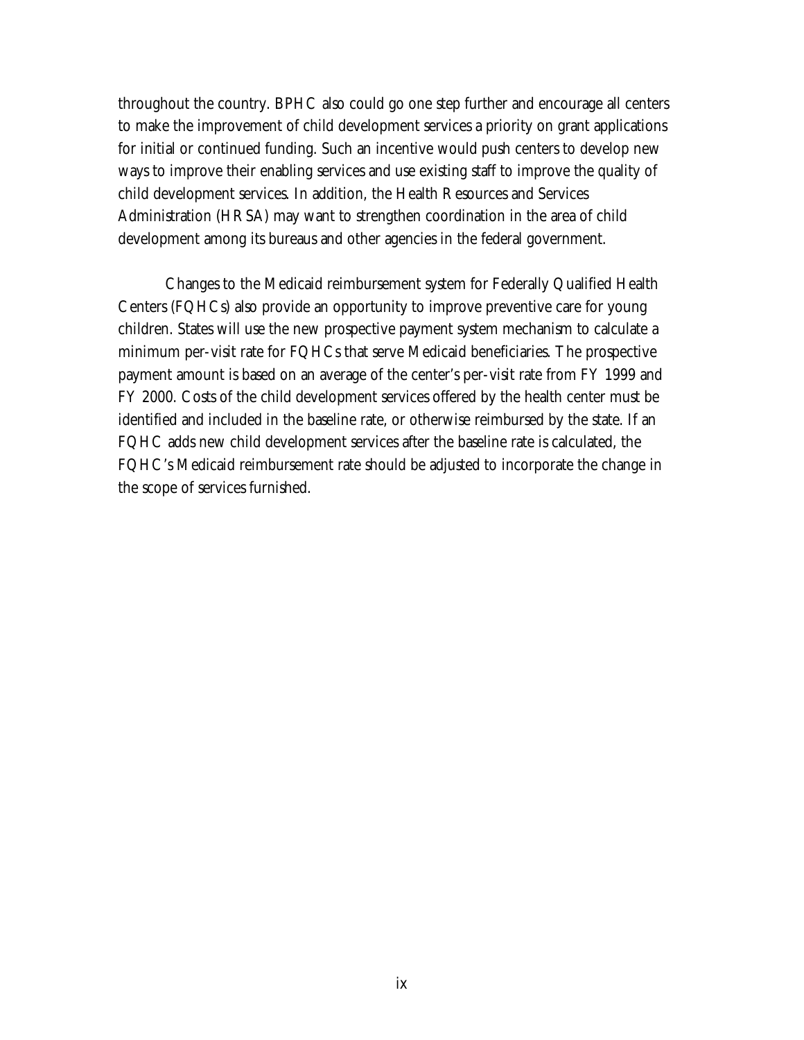throughout the country. BPHC also could go one step further and encourage all centers to make the improvement of child development services a priority on grant applications for initial or continued funding. Such an incentive would push centers to develop new ways to improve their enabling services and use existing staff to improve the quality of child development services. In addition, the Health Resources and Services Administration (HRSA) may want to strengthen coordination in the area of child development among its bureaus and other agencies in the federal government.

Changes to the Medicaid reimbursement system for Federally Qualified Health Centers (FQHCs) also provide an opportunity to improve preventive care for young children. States will use the new prospective payment system mechanism to calculate a minimum per-visit rate for FQHCs that serve Medicaid beneficiaries. The prospective payment amount is based on an average of the center's per-visit rate from FY 1999 and FY 2000. Costs of the child development services offered by the health center must be identified and included in the baseline rate, or otherwise reimbursed by the state. If an FQHC adds new child development services after the baseline rate is calculated, the FQHC's Medicaid reimbursement rate should be adjusted to incorporate the change in the scope of services furnished.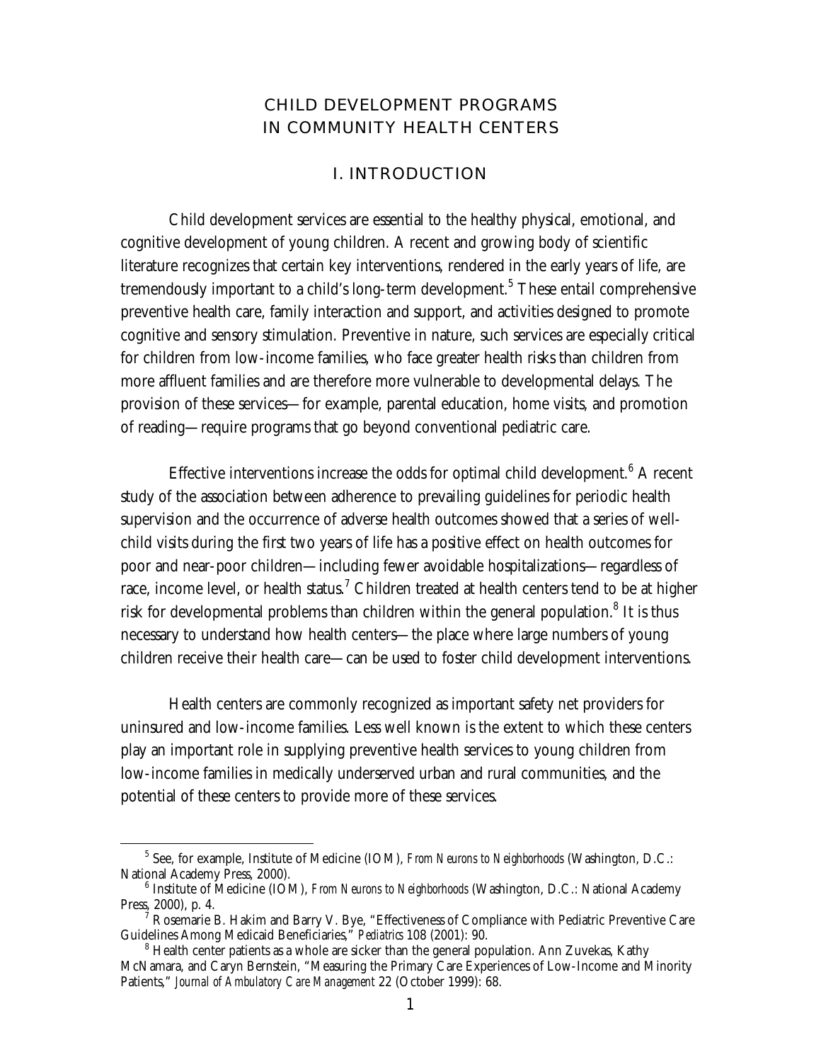# CHILD DEVELOPMENT PROGRAMS IN COMMUNITY HEALTH CENTERS

## I. INTRODUCTION

Child development services are essential to the healthy physical, emotional, and cognitive development of young children. A recent and growing body of scientific literature recognizes that certain key interventions, rendered in the early years of life, are tremendously important to a child's long-term development.[5] These entail comprehensive preventive health care, family interaction and support, and activities designed to promote cognitive and sensory stimulation. Preventive in nature, such services are especially critical for children from low-income families, who face greater health risks than children from more affluent families and are therefore more vulnerable to developmental delays. The provision of these services—for example, parental education, home visits, and promotion of reading—require programs that go beyond conventional pediatric care.

Effective interventions increase the odds for optimal child development.[6] A recent study of the association between adherence to prevailing guidelines for periodic health supervision and the occurrence of adverse health outcomes showed that a series of well-child visits during the first two years of life has a positive effect on health outcomes for poor and near-poor children—including fewer avoidable hospitalizations—regardless of race, income level, or health status.[7] Children treated at health centers tend to be at higher risk for developmental problems than children within the general population.[8] It is thus necessary to understand how health centers—the place where large numbers of young children receive their health care—can be used to foster child development interventions.

Health centers are commonly recognized as important safety net providers for uninsured and low-income families. Less well known is the extent to which these centers play an important role in supplying preventive health services to young children from low-income families in medically underserved urban and rural communities, and the potential of these centers to provide more of these services.

---

[5] See, for example, Institute of Medicine (IOM), *From Neurons to Neighborhoods* (Washington, D.C.: National Academy Press, 2000).

[6] Institute of Medicine (IOM), *From Neurons to Neighborhoods* (Washington, D.C.: National Academy Press, 2000), p. 4.

[7] Rosemarie B. Hakim and Barry V. Bye, "Effectiveness of Compliance with Pediatric Preventive Care Guidelines Among Medicaid Beneficiaries," *Pediatrics* 108 (2001): 90.

[8] Health center patients as a whole are sicker than the general population. Ann Zuvekas, Kathy McNamara, and Caryn Bernstein, "Measuring the Primary Care Experiences of Low-Income and Minority Patients," *Journal of Ambulatory Care Management* 22 (October 1999): 68.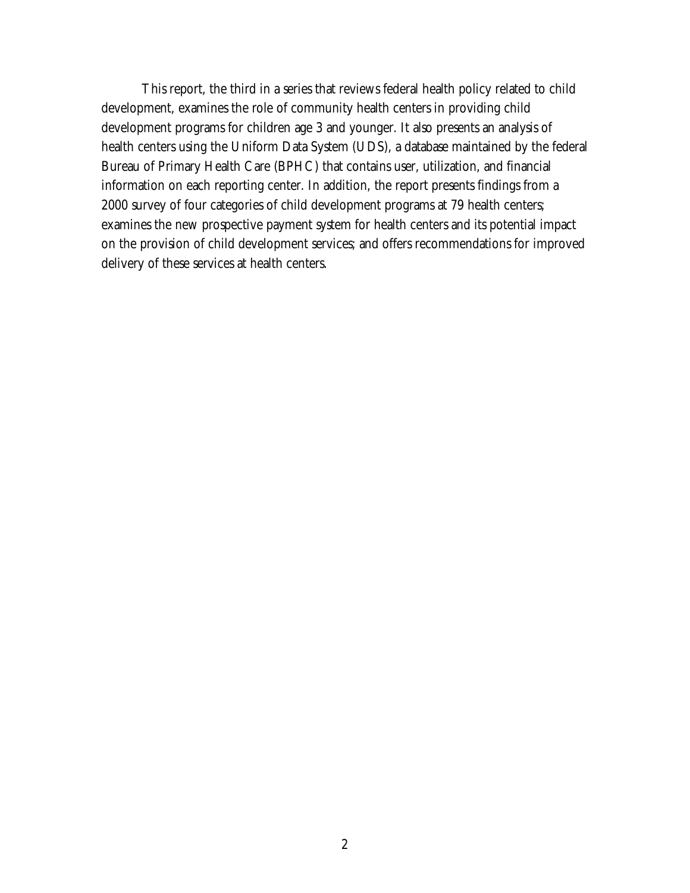This report, the third in a series that reviews federal health policy related to child development, examines the role of community health centers in providing child development programs for children age 3 and younger. It also presents an analysis of health centers using the Uniform Data System (UDS), a database maintained by the federal Bureau of Primary Health Care (BPHC) that contains user, utilization, and financial information on each reporting center. In addition, the report presents findings from a 2000 survey of four categories of child development programs at 79 health centers; examines the new prospective payment system for health centers and its potential impact on the provision of child development services; and offers recommendations for improved delivery of these services at health centers.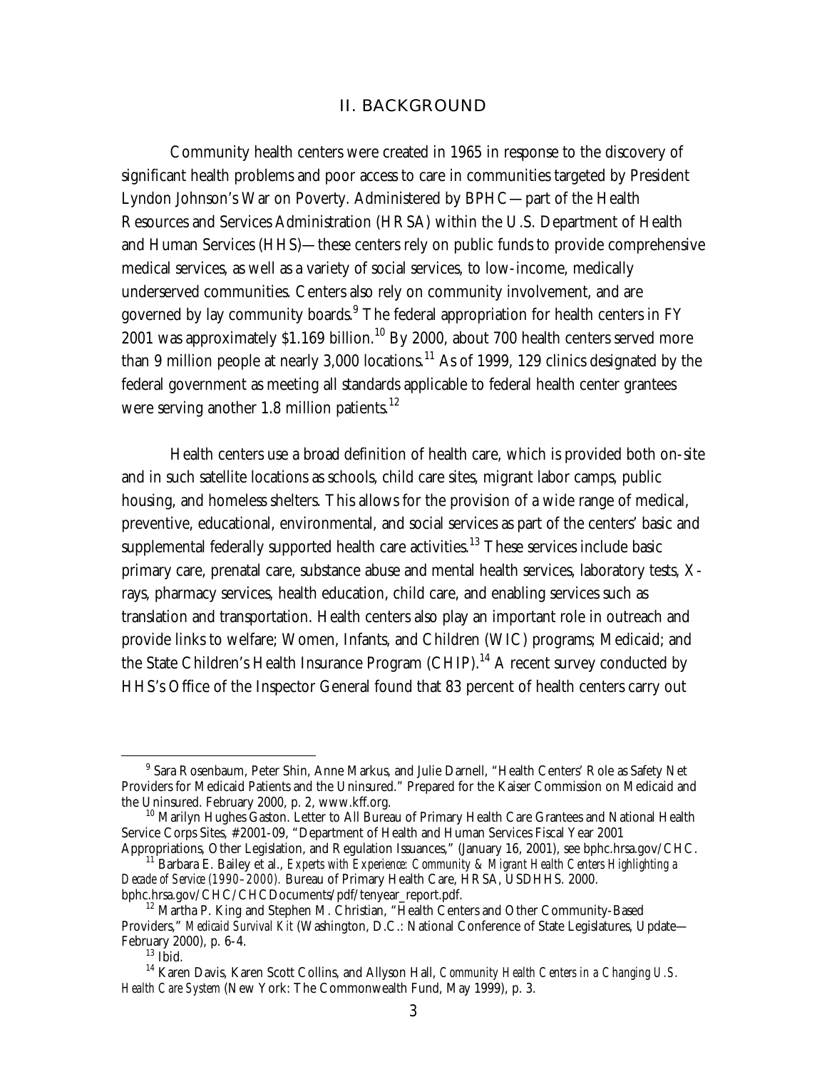## II. BACKGROUND

Community health centers were created in 1965 in response to the discovery of significant health problems and poor access to care in communities targeted by President Lyndon Johnson's War on Poverty. Administered by BPHC—part of the Health Resources and Services Administration (HRSA) within the U.S. Department of Health and Human Services (HHS)—these centers rely on public funds to provide comprehensive medical services, as well as a variety of social services, to low-income, medically underserved communities. Centers also rely on community involvement, and are governed by lay community boards.[9] The federal appropriation for health centers in FY 2001 was approximately $1.169 billion.[10] By 2000, about 700 health centers served more than 9 million people at nearly 3,000 locations.[11] As of 1999, 129 clinics designated by the federal government as meeting all standards applicable to federal health center grantees were serving another 1.8 million patients.[12]

Health centers use a broad definition of health care, which is provided both on-site and in such satellite locations as schools, child care sites, migrant labor camps, public housing, and homeless shelters. This allows for the provision of a wide range of medical, preventive, educational, environmental, and social services as part of the centers' basic and supplemental federally supported health care activities.[13] These services include basic primary care, prenatal care, substance abuse and mental health services, laboratory tests, X-rays, pharmacy services, health education, child care, and enabling services such as translation and transportation. Health centers also play an important role in outreach and provide links to welfare; Women, Infants, and Children (WIC) programs; Medicaid; and the State Children's Health Insurance Program (CHIP).[14] A recent survey conducted by HHS's Office of the Inspector General found that 83 percent of health centers carry out

---

[9] Sara Rosenbaum, Peter Shin, Anne Markus, and Julie Darnell, "Health Centers' Role as Safety Net Providers for Medicaid Patients and the Uninsured." Prepared for the Kaiser Commission on Medicaid and the Uninsured. February 2000, p. 2, www.kff.org.

[10] Marilyn Hughes Gaston. Letter to All Bureau of Primary Health Care Grantees and National Health Service Corps Sites, #2001-09, "Department of Health and Human Services Fiscal Year 2001 Appropriations, Other Legislation, and Regulation Issuances," (January 16, 2001), see bphc.hrsa.gov/CHC.

[11] Barbara E. Bailey et al., *Experts with Experience: Community & Migrant Health Centers Highlighting a Decade of Service (1990–2000).* Bureau of Primary Health Care, HRSA, USDHHS. 2000. bphc.hrsa.gov/CHC/CHCDocuments/pdf/tenyear_report.pdf.

[12] Martha P. King and Stephen M. Christian, "Health Centers and Other Community-Based Providers," *Medicaid Survival Kit* (Washington, D.C.: National Conference of State Legislatures, Update—February 2000), p. 6-4.

[13] Ibid.

[14] Karen Davis, Karen Scott Collins, and Allyson Hall, *Community Health Centers in a Changing U.S. Health Care System* (New York: The Commonwealth Fund, May 1999), p. 3.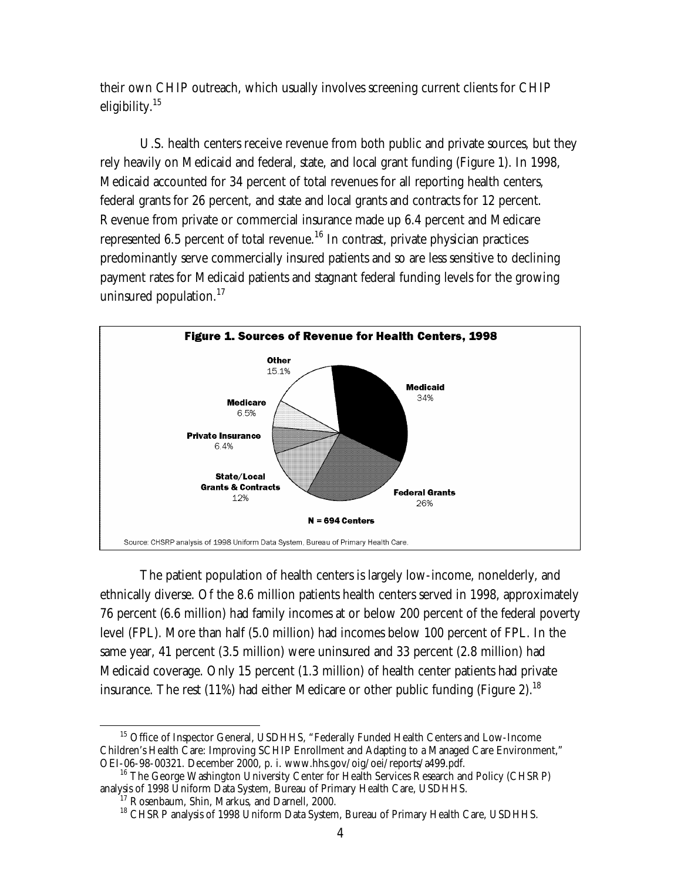their own CHIP outreach, which usually involves screening current clients for CHIP eligibility.[15]

U.S. health centers receive revenue from both public and private sources, but they rely heavily on Medicaid and federal, state, and local grant funding (Figure 1). In 1998, Medicaid accounted for 34 percent of total revenues for all reporting health centers, federal grants for 26 percent, and state and local grants and contracts for 12 percent. Revenue from private or commercial insurance made up 6.4 percent and Medicare represented 6.5 percent of total revenue.[16] In contrast, private physician practices predominantly serve commercially insured patients and so are less sensitive to declining payment rates for Medicaid patients and stagnant federal funding levels for the growing uninsured population.[17]

**Figure 1. Sources of Revenue for Health Centers, 1998**

| Source | Percent |
| --- | --- |
| Medicaid | 34% |
| Federal Grants | 26% |
| State/Local Grants & Contracts | 12% |
| Private Insurance | 6.4% |
| Medicare | 6.5% |
| Other | 15.1% |

N = 694 Centers

Source: CHSRP analysis of 1998 Uniform Data System, Bureau of Primary Health Care.

The patient population of health centers is largely low-income, nonelderly, and ethnically diverse. Of the 8.6 million patients health centers served in 1998, approximately 76 percent (6.6 million) had family incomes at or below 200 percent of the federal poverty level (FPL). More than half (5.0 million) had incomes below 100 percent of FPL. In the same year, 41 percent (3.5 million) were uninsured and 33 percent (2.8 million) had Medicaid coverage. Only 15 percent (1.3 million) of health center patients had private insurance. The rest (11%) had either Medicare or other public funding (Figure 2).[18]

---

[15] Office of Inspector General, USDHHS, "Federally Funded Health Centers and Low-Income Children's Health Care: Improving SCHIP Enrollment and Adapting to a Managed Care Environment," OEI-06-98-00321. December 2000, p. i. www.hhs.gov/oig/oei/reports/a499.pdf.

[16] The George Washington University Center for Health Services Research and Policy (CHSRP) analysis of 1998 Uniform Data System, Bureau of Primary Health Care, USDHHS.

[17] Rosenbaum, Shin, Markus, and Darnell, 2000.

[18] CHSRP analysis of 1998 Uniform Data System, Bureau of Primary Health Care, USDHHS.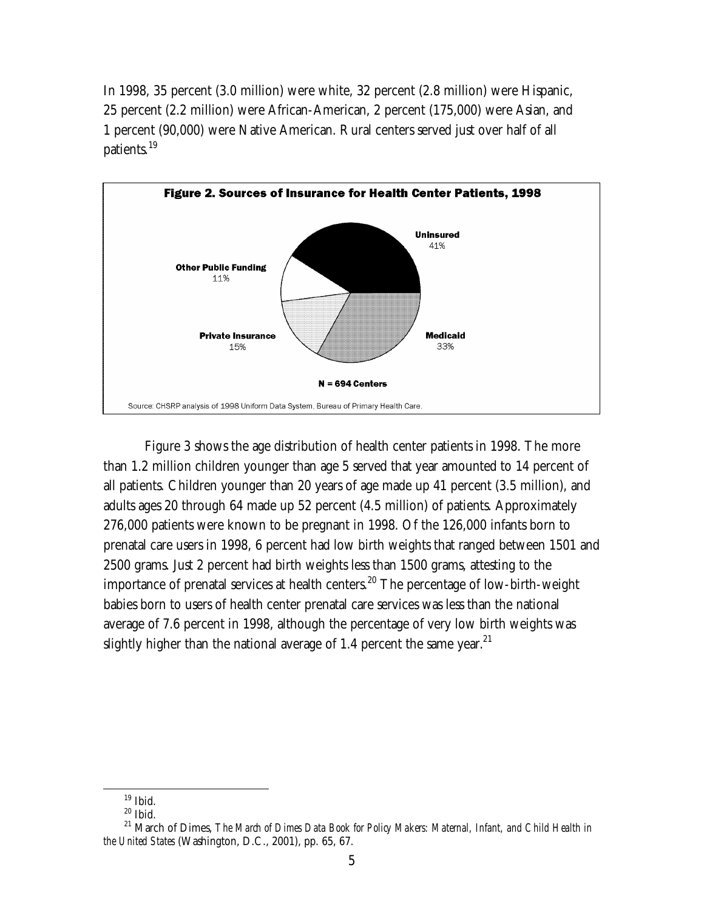In 1998, 35 percent (3.0 million) were white, 32 percent (2.8 million) were Hispanic, 25 percent (2.2 million) were African-American, 2 percent (175,000) were Asian, and 1 percent (90,000) were Native American. Rural centers served just over half of all patients.[19]

**Figure 2. Sources of Insurance for Health Center Patients, 1998**

| Source | Percent |
| --- | --- |
| Uninsured | 41% |
| Medicaid | 33% |
| Private Insurance | 15% |
| Other Public Funding | 11% |

N = 694 Centers

Source: CHSRP analysis of 1998 Uniform Data System, Bureau of Primary Health Care.

Figure 3 shows the age distribution of health center patients in 1998. The more than 1.2 million children younger than age 5 served that year amounted to 14 percent of all patients. Children younger than 20 years of age made up 41 percent (3.5 million), and adults ages 20 through 64 made up 52 percent (4.5 million) of patients. Approximately 276,000 patients were known to be pregnant in 1998. Of the 126,000 infants born to prenatal care users in 1998, 6 percent had low birth weights that ranged between 1501 and 2500 grams. Just 2 percent had birth weights less than 1500 grams, attesting to the importance of prenatal services at health centers.[20] The percentage of low-birth-weight babies born to users of health center prenatal care services was less than the national average of 7.6 percent in 1998, although the percentage of very low birth weights was slightly higher than the national average of 1.4 percent the same year.[21]

---

[19] Ibid.

[20] Ibid.

[21] March of Dimes, *The March of Dimes Data Book for Policy Makers: Maternal, Infant, and Child Health in the United States* (Washington, D.C., 2001), pp. 65, 67.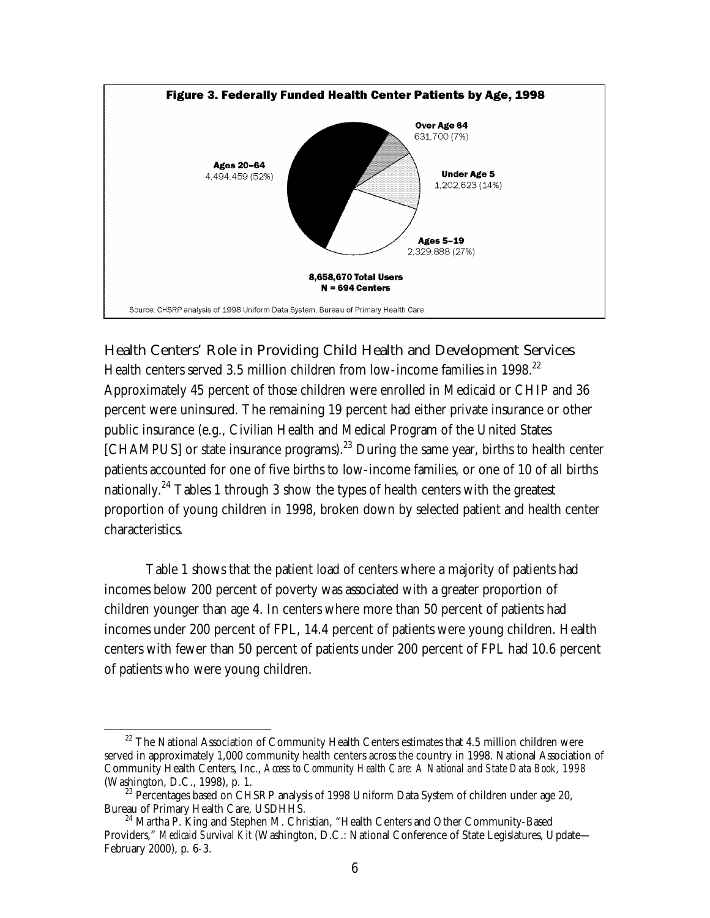**Figure 3. Federally Funded Health Center Patients by Age, 1998**

Over Age 64
631,700 (7%)

Ages 20–64
4,494,459 (52%)

Under Age 5
1,202,623 (14%)

Ages 5–19
2,329,888 (27%)

8,658,670 Total Users
N = 694 Centers

Source: CHSRP analysis of 1998 Uniform Data System, Bureau of Primary Health Care.

## Health Centers' Role in Providing Child Health and Development Services

Health centers served 3.5 million children from low-income families in 1998.[22] Approximately 45 percent of those children were enrolled in Medicaid or CHIP and 36 percent were uninsured. The remaining 19 percent had either private insurance or other public insurance (e.g., Civilian Health and Medical Program of the United States [CHAMPUS] or state insurance programs).[23] During the same year, births to health center patients accounted for one of five births to low-income families, or one of 10 of all births nationally.[24] Tables 1 through 3 show the types of health centers with the greatest proportion of young children in 1998, broken down by selected patient and health center characteristics.

Table 1 shows that the patient load of centers where a majority of patients had incomes below 200 percent of poverty was associated with a greater proportion of children younger than age 4. In centers where more than 50 percent of patients had incomes under 200 percent of FPL, 14.4 percent of patients were young children. Health centers with fewer than 50 percent of patients under 200 percent of FPL had 10.6 percent of patients who were young children.

---

[22] The National Association of Community Health Centers estimates that 4.5 million children were served in approximately 1,000 community health centers across the country in 1998. National Association of Community Health Centers, Inc., *Access to Community Health Care: A National and State Data Book, 1998* (Washington, D.C., 1998), p. 1.

[23] Percentages based on CHSRP analysis of 1998 Uniform Data System of children under age 20, Bureau of Primary Health Care, USDHHS.

[24] Martha P. King and Stephen M. Christian, "Health Centers and Other Community-Based Providers," *Medicaid Survival Kit* (Washington, D.C.: National Conference of State Legislatures, Update—February 2000), p. 6-3.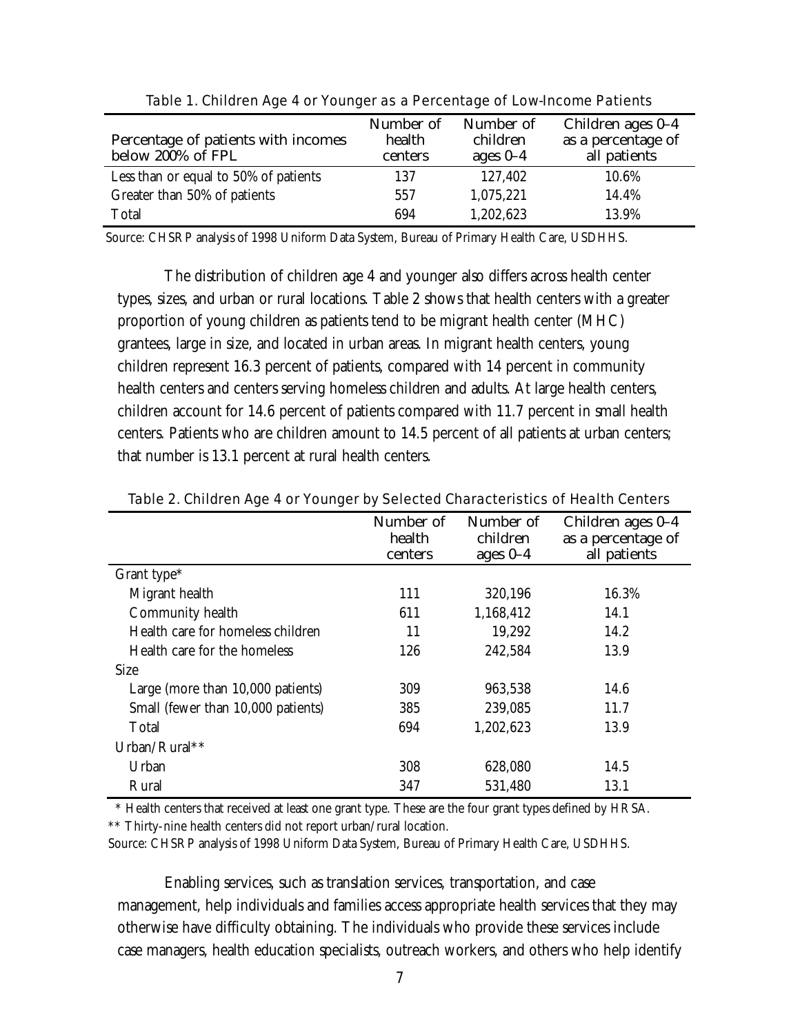Table 1. Children Age 4 or Younger as a Percentage of Low-Income Patients

| Percentage of patients with incomes below 200% of FPL | Number of health centers | Number of children ages 0–4 | Children ages 0–4 as a percentage of all patients |
|---|---|---|---|
| Less than or equal to 50% of patients | 137 | 127,402 | 10.6% |
| Greater than 50% of patients | 557 | 1,075,221 | 14.4% |
| Total | 694 | 1,202,623 | 13.9% |

Source: CHSRP analysis of 1998 Uniform Data System, Bureau of Primary Health Care, USDHHS.

The distribution of children age 4 and younger also differs across health center types, sizes, and urban or rural locations. Table 2 shows that health centers with a greater proportion of young children as patients tend to be migrant health center (MHC) grantees, large in size, and located in urban areas. In migrant health centers, young children represent 16.3 percent of patients, compared with 14 percent in community health centers and centers serving homeless children and adults. At large health centers, children account for 14.6 percent of patients compared with 11.7 percent in small health centers. Patients who are children amount to 14.5 percent of all patients at urban centers; that number is 13.1 percent at rural health centers.

Table 2. Children Age 4 or Younger by Selected Characteristics of Health Centers

| | Number of health centers | Number of children ages 0–4 | Children ages 0–4 as a percentage of all patients |
|---|---|---|---|
| Grant type* | | | |
| Migrant health | 111 | 320,196 | 16.3% |
| Community health | 611 | 1,168,412 | 14.1 |
| Health care for homeless children | 11 | 19,292 | 14.2 |
| Health care for the homeless | 126 | 242,584 | 13.9 |
| Size | | | |
| Large (more than 10,000 patients) | 309 | 963,538 | 14.6 |
| Small (fewer than 10,000 patients) | 385 | 239,085 | 11.7 |
| Total | 694 | 1,202,623 | 13.9 |
| Urban/Rural** | | | |
| Urban | 308 | 628,080 | 14.5 |
| Rural | 347 | 531,480 | 13.1 |

\* Health centers that received at least one grant type. These are the four grant types defined by HRSA.

** Thirty-nine health centers did not report urban/rural location.

Source: CHSRP analysis of 1998 Uniform Data System, Bureau of Primary Health Care, USDHHS.

Enabling services, such as translation services, transportation, and case management, help individuals and families access appropriate health services that they may otherwise have difficulty obtaining. The individuals who provide these services include case managers, health education specialists, outreach workers, and others who help identify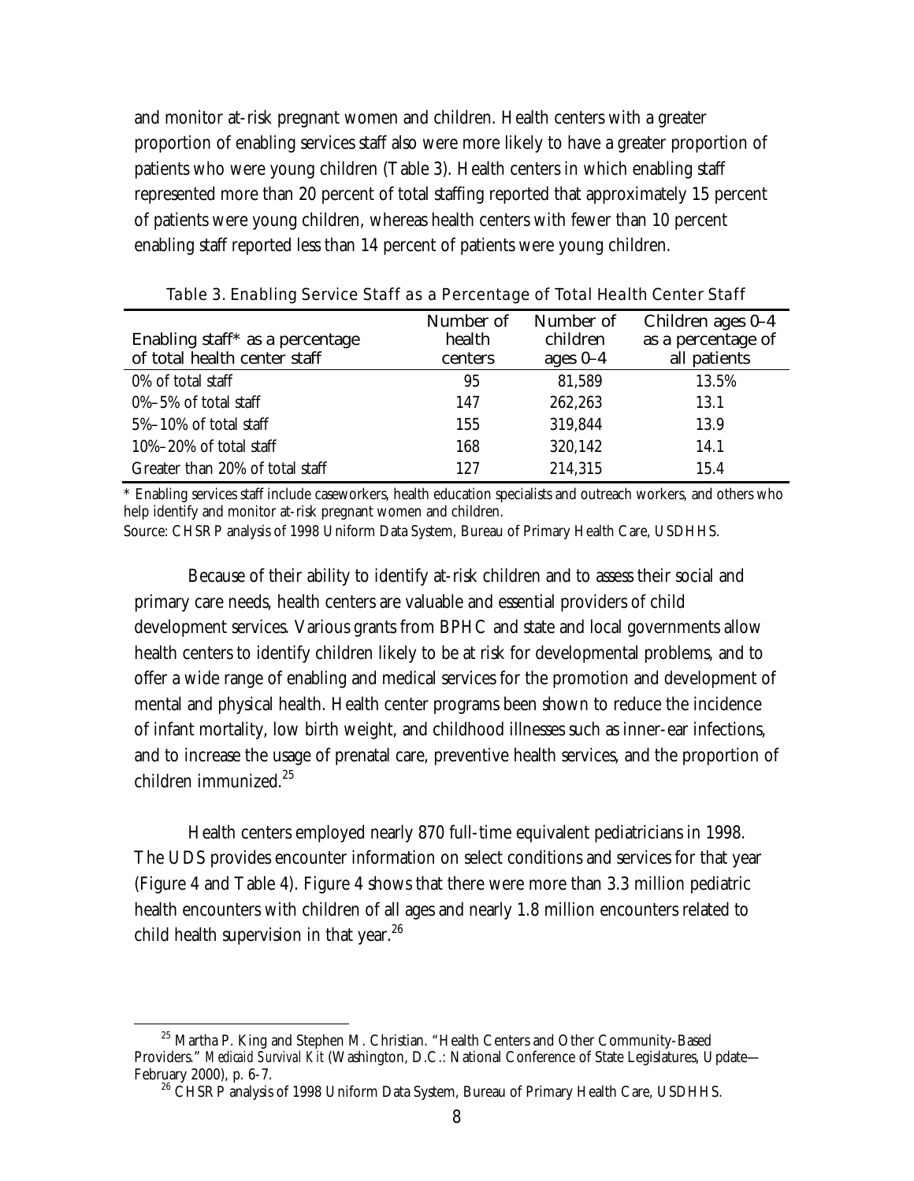and monitor at-risk pregnant women and children. Health centers with a greater proportion of enabling services staff also were more likely to have a greater proportion of patients who were young children (Table 3). Health centers in which enabling staff represented more than 20 percent of total staffing reported that approximately 15 percent of patients were young children, whereas health centers with fewer than 10 percent enabling staff reported less than 14 percent of patients were young children.

Table 3. Enabling Service Staff as a Percentage of Total Health Center Staff

| Enabling staff* as a percentage of total health center staff | Number of health centers | Number of children ages 0–4 | Children ages 0–4 as a percentage of all patients |
|---|---|---|---|
| 0% of total staff | 95 | 81,589 | 13.5% |
| 0%–5% of total staff | 147 | 262,263 | 13.1 |
| 5%–10% of total staff | 155 | 319,844 | 13.9 |
| 10%–20% of total staff | 168 | 320,142 | 14.1 |
| Greater than 20% of total staff | 127 | 214,315 | 15.4 |

\* Enabling services staff include caseworkers, health education specialists and outreach workers, and others who help identify and monitor at-risk pregnant women and children.

Source: CHSRP analysis of 1998 Uniform Data System, Bureau of Primary Health Care, USDHHS.

Because of their ability to identify at-risk children and to assess their social and primary care needs, health centers are valuable and essential providers of child development services. Various grants from BPHC and state and local governments allow health centers to identify children likely to be at risk for developmental problems, and to offer a wide range of enabling and medical services for the promotion and development of mental and physical health. Health center programs been shown to reduce the incidence of infant mortality, low birth weight, and childhood illnesses such as inner-ear infections, and to increase the usage of prenatal care, preventive health services, and the proportion of children immunized.[25]

Health centers employed nearly 870 full-time equivalent pediatricians in 1998. The UDS provides encounter information on select conditions and services for that year (Figure 4 and Table 4). Figure 4 shows that there were more than 3.3 million pediatric health encounters with children of all ages and nearly 1.8 million encounters related to child health supervision in that year.[26]

[25] Martha P. King and Stephen M. Christian. "Health Centers and Other Community-Based Providers." *Medicaid Survival Kit* (Washington, D.C.: National Conference of State Legislatures, Update—February 2000), p. 6-7.

[26] CHSRP analysis of 1998 Uniform Data System, Bureau of Primary Health Care, USDHHS.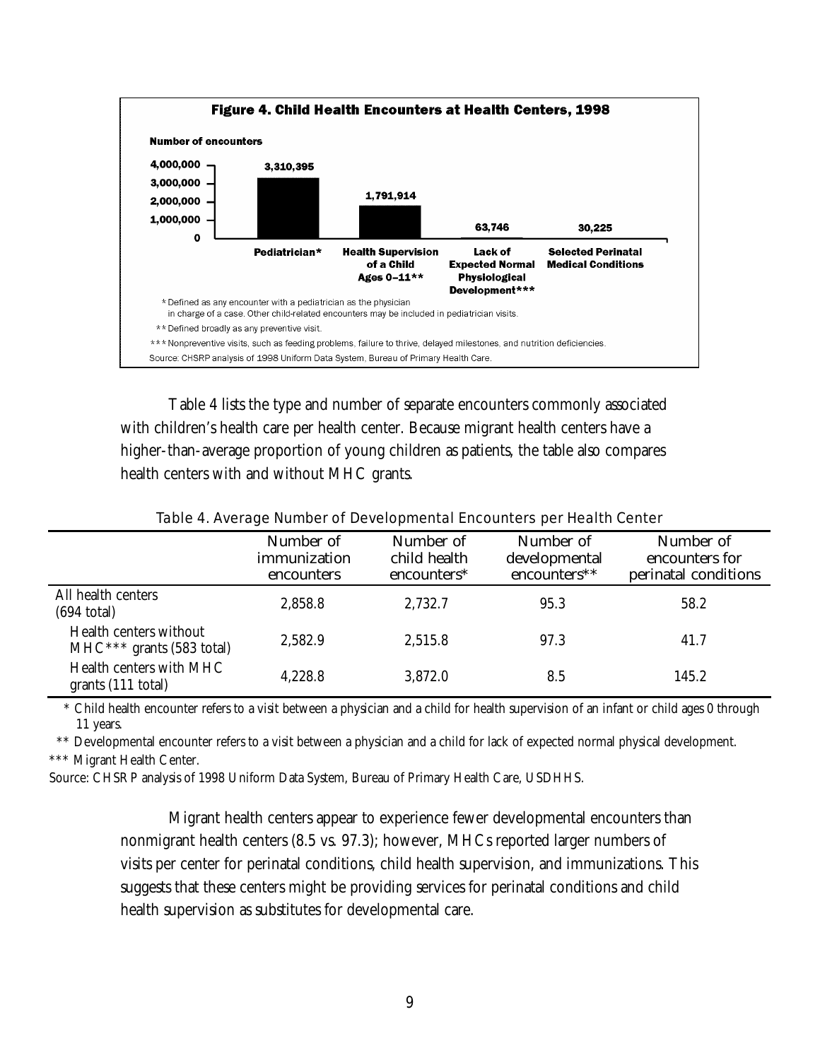**Figure 4. Child Health Encounters at Health Centers, 1998**

Number of encounters

| | Pediatrician* | Health Supervision of a Child Ages 0–11** | Lack of Expected Normal Physiological Development*** | Selected Perinatal Medical Conditions |
|---|---|---|---|---|
| Number of encounters | 3,310,395 | 1,791,914 | 63,746 | 30,225 |

\* Defined as any encounter with a pediatrician as the physician in charge of a case. Other child-related encounters may be included in pediatrician visits.

\** Defined broadly as any preventive visit.

\*** Nonpreventive visits, such as feeding problems, failure to thrive, delayed milestones, and nutrition deficiencies.

Source: CHSRP analysis of 1998 Uniform Data System, Bureau of Primary Health Care.

Table 4 lists the type and number of separate encounters commonly associated with children's health care per health center. Because migrant health centers have a higher-than-average proportion of young children as patients, the table also compares health centers with and without MHC grants.

Table 4. Average Number of Developmental Encounters per Health Center

| | Number of immunization encounters | Number of child health encounters* | Number of developmental encounters** | Number of encounters for perinatal conditions |
|---|---|---|---|---|
| All health centers (694 total) | 2,858.8 | 2,732.7 | 95.3 | 58.2 |
| Health centers without MHC*** grants (583 total) | 2,582.9 | 2,515.8 | 97.3 | 41.7 |
| Health centers with MHC grants (111 total) | 4,228.8 | 3,872.0 | 8.5 | 145.2 |

\* Child health encounter refers to a visit between a physician and a child for health supervision of an infant or child ages 0 through 11 years.

\** Developmental encounter refers to a visit between a physician and a child for lack of expected normal physical development.

\*** Migrant Health Center.

Source: CHSRP analysis of 1998 Uniform Data System, Bureau of Primary Health Care, USDHHS.

Migrant health centers appear to experience fewer developmental encounters than nonmigrant health centers (8.5 vs. 97.3); however, MHCs reported larger numbers of visits per center for perinatal conditions, child health supervision, and immunizations. This suggests that these centers might be providing services for perinatal conditions and child health supervision as substitutes for developmental care.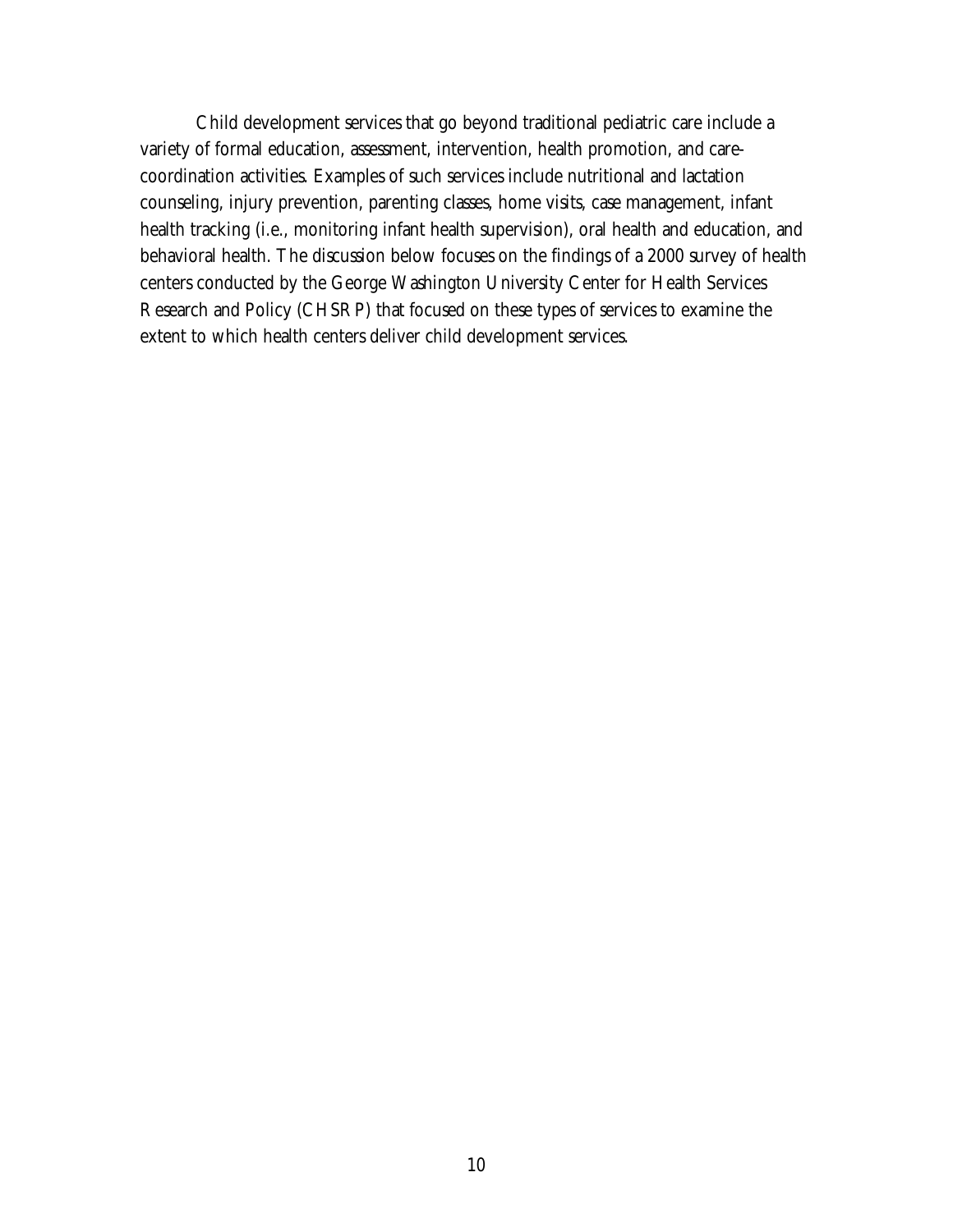Child development services that go beyond traditional pediatric care include a variety of formal education, assessment, intervention, health promotion, and care-coordination activities. Examples of such services include nutritional and lactation counseling, injury prevention, parenting classes, home visits, case management, infant health tracking (i.e., monitoring infant health supervision), oral health and education, and behavioral health. The discussion below focuses on the findings of a 2000 survey of health centers conducted by the George Washington University Center for Health Services Research and Policy (CHSRP) that focused on these types of services to examine the extent to which health centers deliver child development services.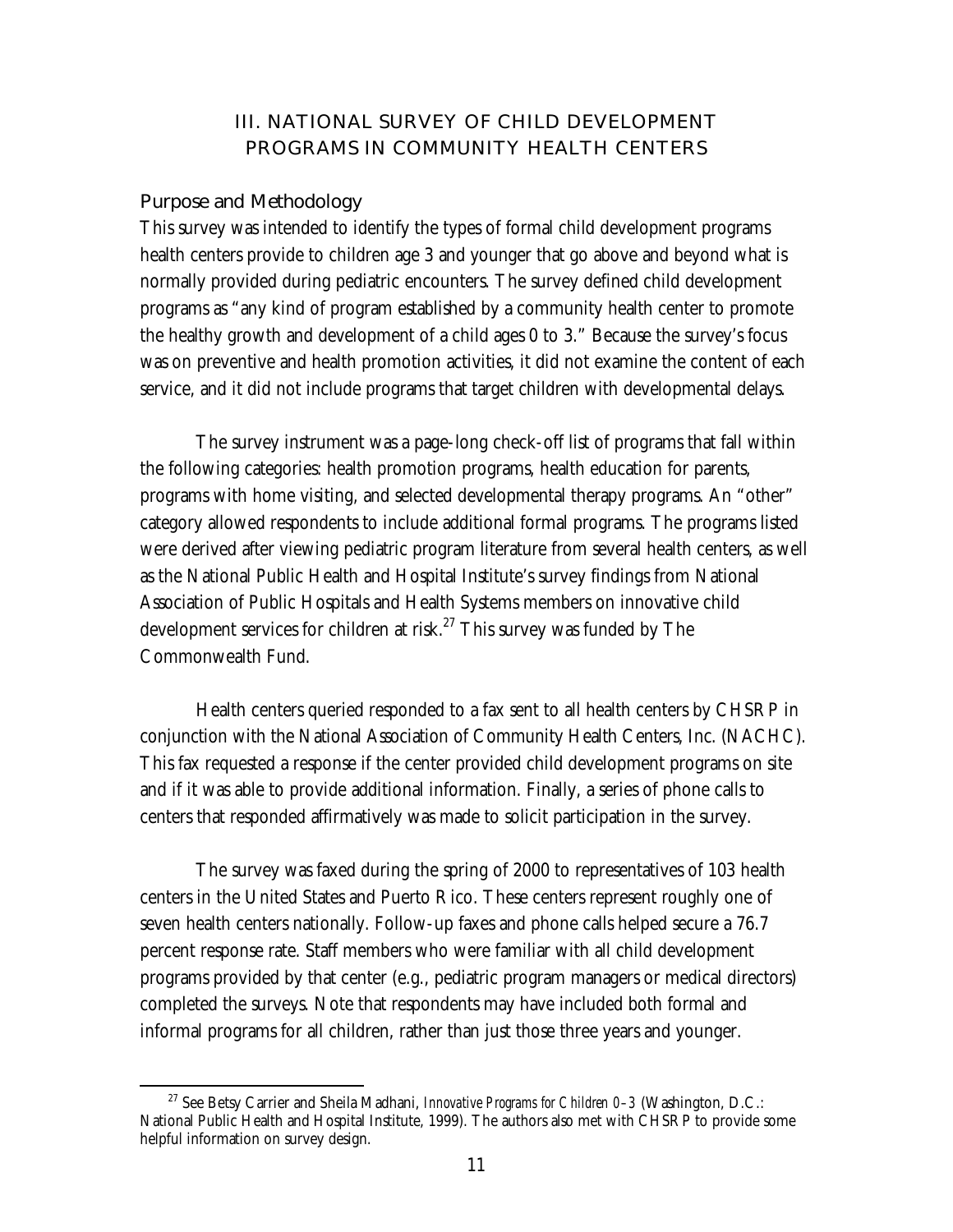# III. NATIONAL SURVEY OF CHILD DEVELOPMENT PROGRAMS IN COMMUNITY HEALTH CENTERS

## Purpose and Methodology

This survey was intended to identify the types of formal child development programs health centers provide to children age 3 and younger that go above and beyond what is normally provided during pediatric encounters. The survey defined child development programs as "any kind of program established by a community health center to promote the healthy growth and development of a child ages 0 to 3." Because the survey's focus was on preventive and health promotion activities, it did not examine the content of each service, and it did not include programs that target children with developmental delays.

The survey instrument was a page-long check-off list of programs that fall within the following categories: health promotion programs, health education for parents, programs with home visiting, and selected developmental therapy programs. An "other" category allowed respondents to include additional formal programs. The programs listed were derived after viewing pediatric program literature from several health centers, as well as the National Public Health and Hospital Institute's survey findings from National Association of Public Hospitals and Health Systems members on innovative child development services for children at risk.[27] This survey was funded by The Commonwealth Fund.

Health centers queried responded to a fax sent to all health centers by CHSRP in conjunction with the National Association of Community Health Centers, Inc. (NACHC). This fax requested a response if the center provided child development programs on site and if it was able to provide additional information. Finally, a series of phone calls to centers that responded affirmatively was made to solicit participation in the survey.

The survey was faxed during the spring of 2000 to representatives of 103 health centers in the United States and Puerto Rico. These centers represent roughly one of seven health centers nationally. Follow-up faxes and phone calls helped secure a 76.7 percent response rate. Staff members who were familiar with all child development programs provided by that center (e.g., pediatric program managers or medical directors) completed the surveys. Note that respondents may have included both formal and informal programs for all children, rather than just those three years and younger.

[27] See Betsy Carrier and Sheila Madhani, *Innovative Programs for Children 0–3* (Washington, D.C.: National Public Health and Hospital Institute, 1999). The authors also met with CHSRP to provide some helpful information on survey design.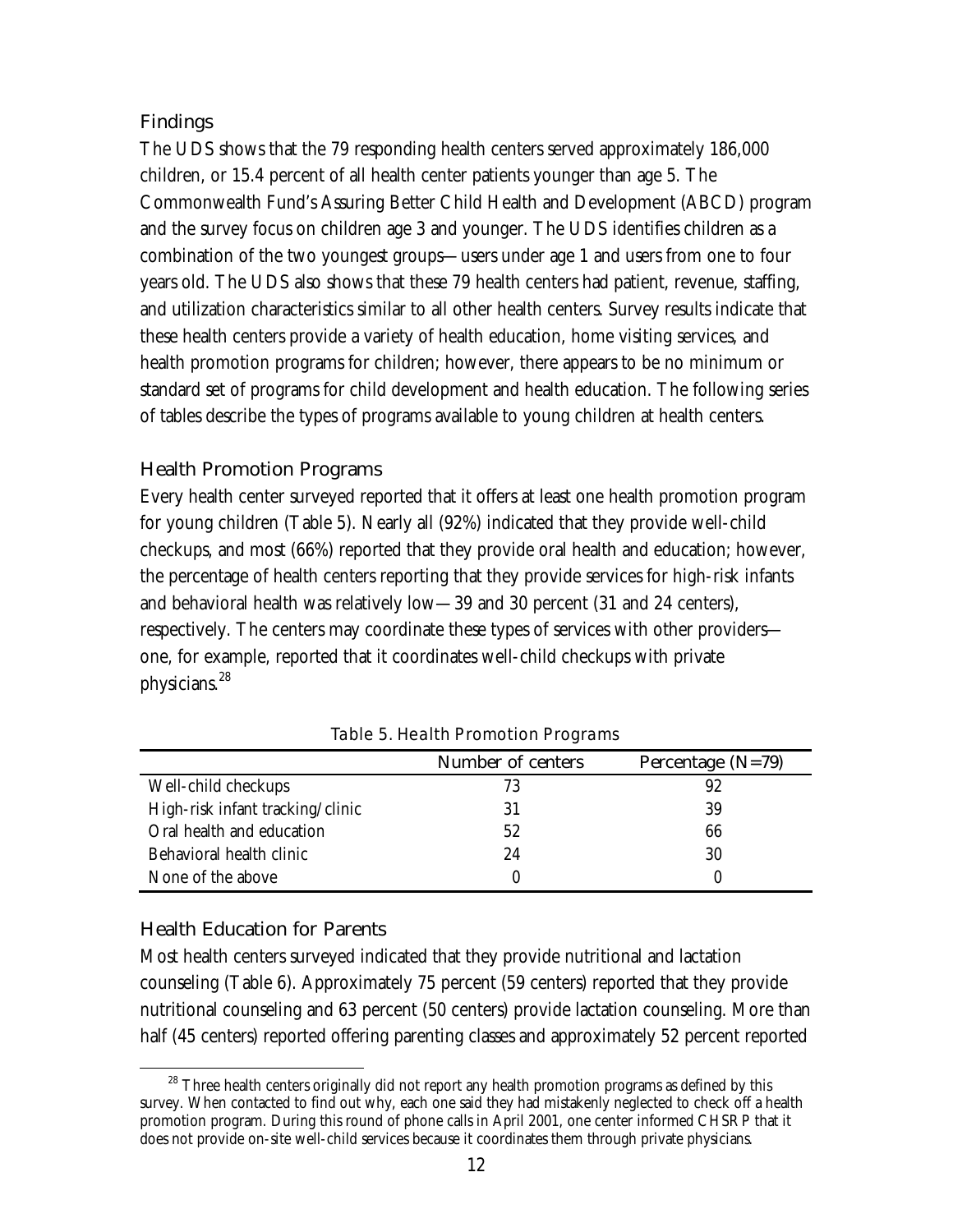## Findings

The UDS shows that the 79 responding health centers served approximately 186,000 children, or 15.4 percent of all health center patients younger than age 5. The Commonwealth Fund's Assuring Better Child Health and Development (ABCD) program and the survey focus on children age 3 and younger. The UDS identifies children as a combination of the two youngest groups—users under age 1 and users from one to four years old. The UDS also shows that these 79 health centers had patient, revenue, staffing, and utilization characteristics similar to all other health centers. Survey results indicate that these health centers provide a variety of health education, home visiting services, and health promotion programs for children; however, there appears to be no minimum or standard set of programs for child development and health education. The following series of tables describe the types of programs available to young children at health centers.

## Health Promotion Programs

Every health center surveyed reported that it offers at least one health promotion program for young children (Table 5). Nearly all (92%) indicated that they provide well-child checkups, and most (66%) reported that they provide oral health and education; however, the percentage of health centers reporting that they provide services for high-risk infants and behavioral health was relatively low—39 and 30 percent (31 and 24 centers), respectively. The centers may coordinate these types of services with other providers—one, for example, reported that it coordinates well-child checkups with private physicians.[28]

*Table 5. Health Promotion Programs*

| | Number of centers | Percentage (N=79) |
|---|---|---|
| Well-child checkups | 73 | 92 |
| High-risk infant tracking/clinic | 31 | 39 |
| Oral health and education | 52 | 66 |
| Behavioral health clinic | 24 | 30 |
| None of the above | 0 | 0 |

## Health Education for Parents

Most health centers surveyed indicated that they provide nutritional and lactation counseling (Table 6). Approximately 75 percent (59 centers) reported that they provide nutritional counseling and 63 percent (50 centers) provide lactation counseling. More than half (45 centers) reported offering parenting classes and approximately 52 percent reported

[28] Three health centers originally did not report any health promotion programs as defined by this survey. When contacted to find out why, each one said they had mistakenly neglected to check off a health promotion program. During this round of phone calls in April 2001, one center informed CHSRP that it does not provide on-site well-child services because it coordinates them through private physicians.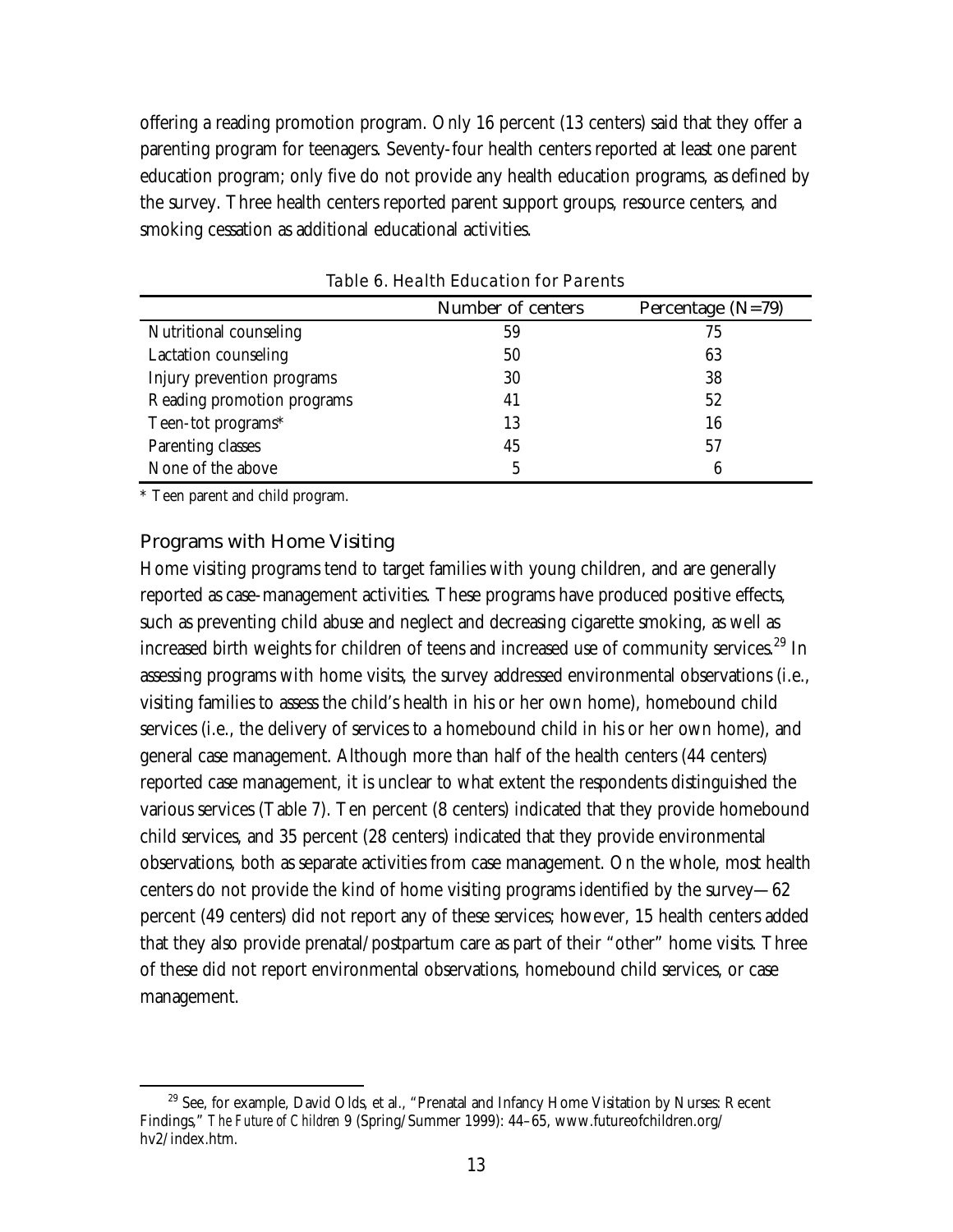offering a reading promotion program. Only 16 percent (13 centers) said that they offer a parenting program for teenagers. Seventy-four health centers reported at least one parent education program; only five do not provide any health education programs, as defined by the survey. Three health centers reported parent support groups, resource centers, and smoking cessation as additional educational activities.

*Table 6. Health Education for Parents*

| | Number of centers | Percentage (N=79) |
|---|---|---|
| Nutritional counseling | 59 | 75 |
| Lactation counseling | 50 | 63 |
| Injury prevention programs | 30 | 38 |
| Reading promotion programs | 41 | 52 |
| Teen-tot programs* | 13 | 16 |
| Parenting classes | 45 | 57 |
| None of the above | 5 | 6 |

\* Teen parent and child program.

### Programs with Home Visiting

Home visiting programs tend to target families with young children, and are generally reported as case-management activities. These programs have produced positive effects, such as preventing child abuse and neglect and decreasing cigarette smoking, as well as increased birth weights for children of teens and increased use of community services.[29] In assessing programs with home visits, the survey addressed environmental observations (i.e., visiting families to assess the child's health in his or her own home), homebound child services (i.e., the delivery of services to a homebound child in his or her own home), and general case management. Although more than half of the health centers (44 centers) reported case management, it is unclear to what extent the respondents distinguished the various services (Table 7). Ten percent (8 centers) indicated that they provide homebound child services, and 35 percent (28 centers) indicated that they provide environmental observations, both as separate activities from case management. On the whole, most health centers do not provide the kind of home visiting programs identified by the survey—62 percent (49 centers) did not report any of these services; however, 15 health centers added that they also provide prenatal/postpartum care as part of their "other" home visits. Three of these did not report environmental observations, homebound child services, or case management.

[29] See, for example, David Olds, et al., "Prenatal and Infancy Home Visitation by Nurses: Recent Findings," *The Future of Children* 9 (Spring/Summer 1999): 44–65, www.futureofchildren.org/hv2/index.htm.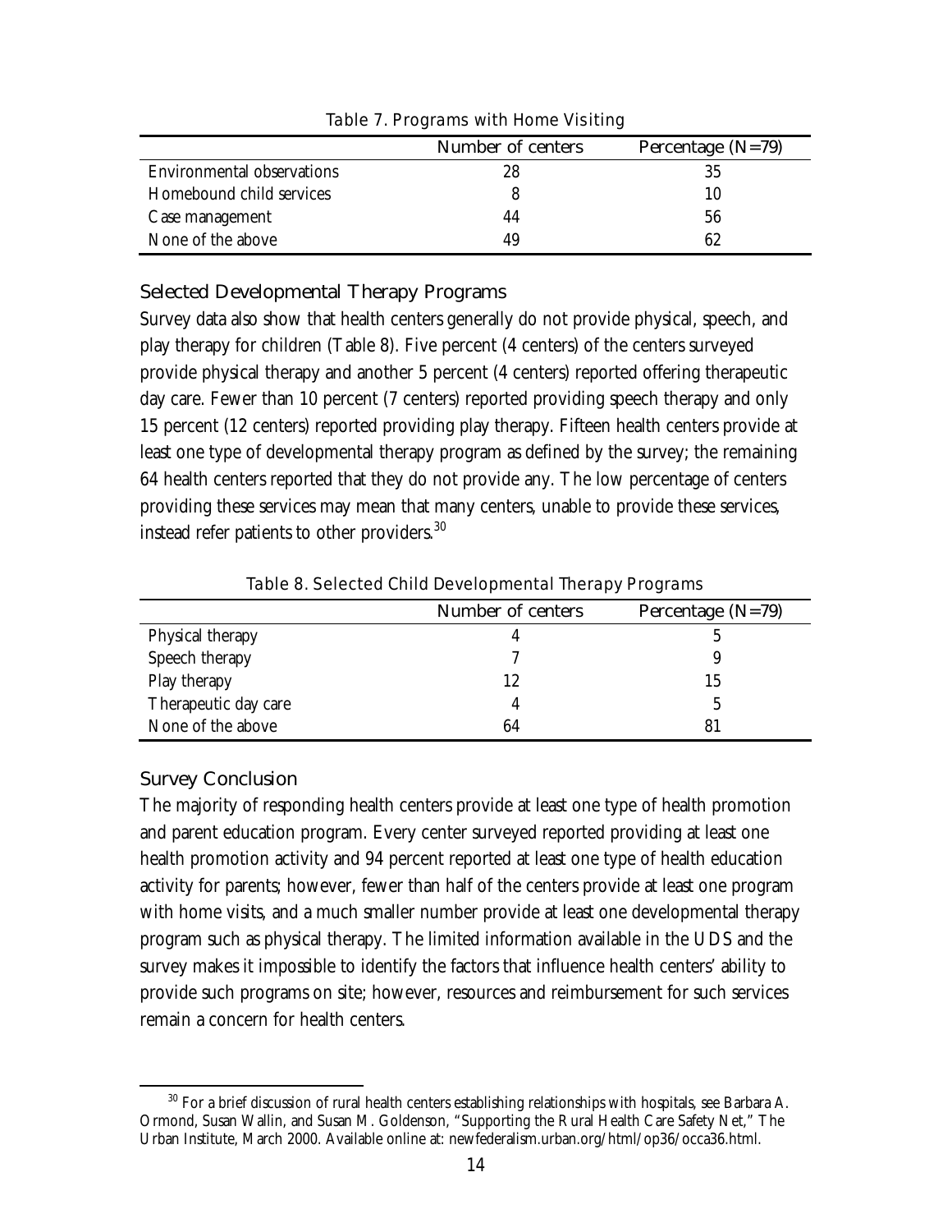Table 7. Programs with Home Visiting

| | Number of centers | Percentage (N=79) |
|---|---|---|
| Environmental observations | 28 | 35 |
| Homebound child services | 8 | 10 |
| Case management | 44 | 56 |
| None of the above | 49 | 62 |

### Selected Developmental Therapy Programs

Survey data also show that health centers generally do not provide physical, speech, and play therapy for children (Table 8). Five percent (4 centers) of the centers surveyed provide physical therapy and another 5 percent (4 centers) reported offering therapeutic day care. Fewer than 10 percent (7 centers) reported providing speech therapy and only 15 percent (12 centers) reported providing play therapy. Fifteen health centers provide at least one type of developmental therapy program as defined by the survey; the remaining 64 health centers reported that they do not provide any. The low percentage of centers providing these services may mean that many centers, unable to provide these services, instead refer patients to other providers.[30]

Table 8. Selected Child Developmental Therapy Programs

| | Number of centers | Percentage (N=79) |
|---|---|---|
| Physical therapy | 4 | 5 |
| Speech therapy | 7 | 9 |
| Play therapy | 12 | 15 |
| Therapeutic day care | 4 | 5 |
| None of the above | 64 | 81 |

### Survey Conclusion

The majority of responding health centers provide at least one type of health promotion and parent education program. Every center surveyed reported providing at least one health promotion activity and 94 percent reported at least one type of health education activity for parents; however, fewer than half of the centers provide at least one program with home visits, and a much smaller number provide at least one developmental therapy program such as physical therapy. The limited information available in the UDS and the survey makes it impossible to identify the factors that influence health centers' ability to provide such programs on site; however, resources and reimbursement for such services remain a concern for health centers.

[30] For a brief discussion of rural health centers establishing relationships with hospitals, see Barbara A. Ormond, Susan Wallin, and Susan M. Goldenson, "Supporting the Rural Health Care Safety Net," The Urban Institute, March 2000. Available online at: newfederalism.urban.org/html/op36/occa36.html.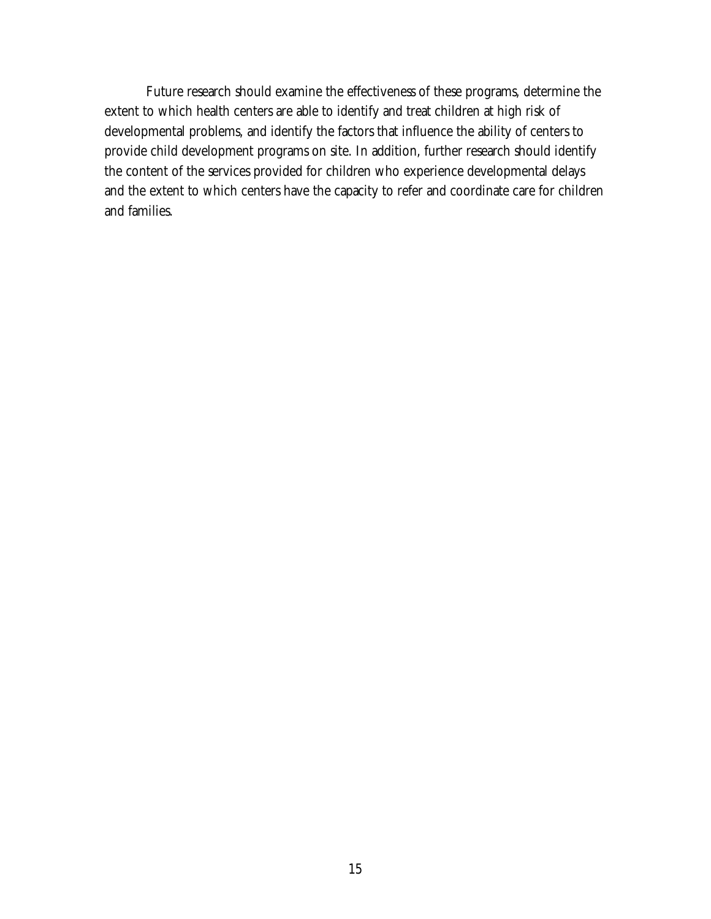Future research should examine the effectiveness of these programs, determine the extent to which health centers are able to identify and treat children at high risk of developmental problems, and identify the factors that influence the ability of centers to provide child development programs on site. In addition, further research should identify the content of the services provided for children who experience developmental delays and the extent to which centers have the capacity to refer and coordinate care for children and families.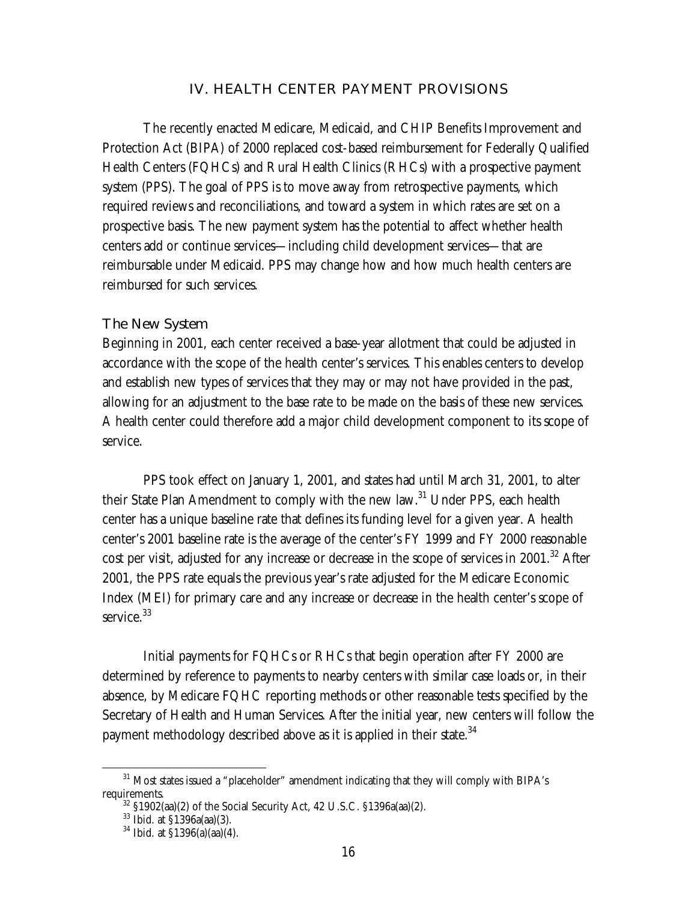## IV. HEALTH CENTER PAYMENT PROVISIONS

The recently enacted Medicare, Medicaid, and CHIP Benefits Improvement and Protection Act (BIPA) of 2000 replaced cost-based reimbursement for Federally Qualified Health Centers (FQHCs) and Rural Health Clinics (RHCs) with a prospective payment system (PPS). The goal of PPS is to move away from retrospective payments, which required reviews and reconciliations, and toward a system in which rates are set on a prospective basis. The new payment system has the potential to affect whether health centers add or continue services—including child development services—that are reimbursable under Medicaid. PPS may change how and how much health centers are reimbursed for such services.

### The New System

Beginning in 2001, each center received a base-year allotment that could be adjusted in accordance with the scope of the health center's services. This enables centers to develop and establish new types of services that they may or may not have provided in the past, allowing for an adjustment to the base rate to be made on the basis of these new services. A health center could therefore add a major child development component to its scope of service.

PPS took effect on January 1, 2001, and states had until March 31, 2001, to alter their State Plan Amendment to comply with the new law.[31] Under PPS, each health center has a unique baseline rate that defines its funding level for a given year. A health center's 2001 baseline rate is the average of the center's FY 1999 and FY 2000 reasonable cost per visit, adjusted for any increase or decrease in the scope of services in 2001.[32] After 2001, the PPS rate equals the previous year's rate adjusted for the Medicare Economic Index (MEI) for primary care and any increase or decrease in the health center's scope of service.[33]

Initial payments for FQHCs or RHCs that begin operation after FY 2000 are determined by reference to payments to nearby centers with similar case loads or, in their absence, by Medicare FQHC reporting methods or other reasonable tests specified by the Secretary of Health and Human Services. After the initial year, new centers will follow the payment methodology described above as it is applied in their state.[34]

---

[31] Most states issued a "placeholder" amendment indicating that they will comply with BIPA's requirements.

[32] §1902(aa)(2) of the Social Security Act, 42 U.S.C. §1396a(aa)(2).

[33] Ibid. at §1396a(aa)(3).

[34] Ibid. at §1396(a)(aa)(4).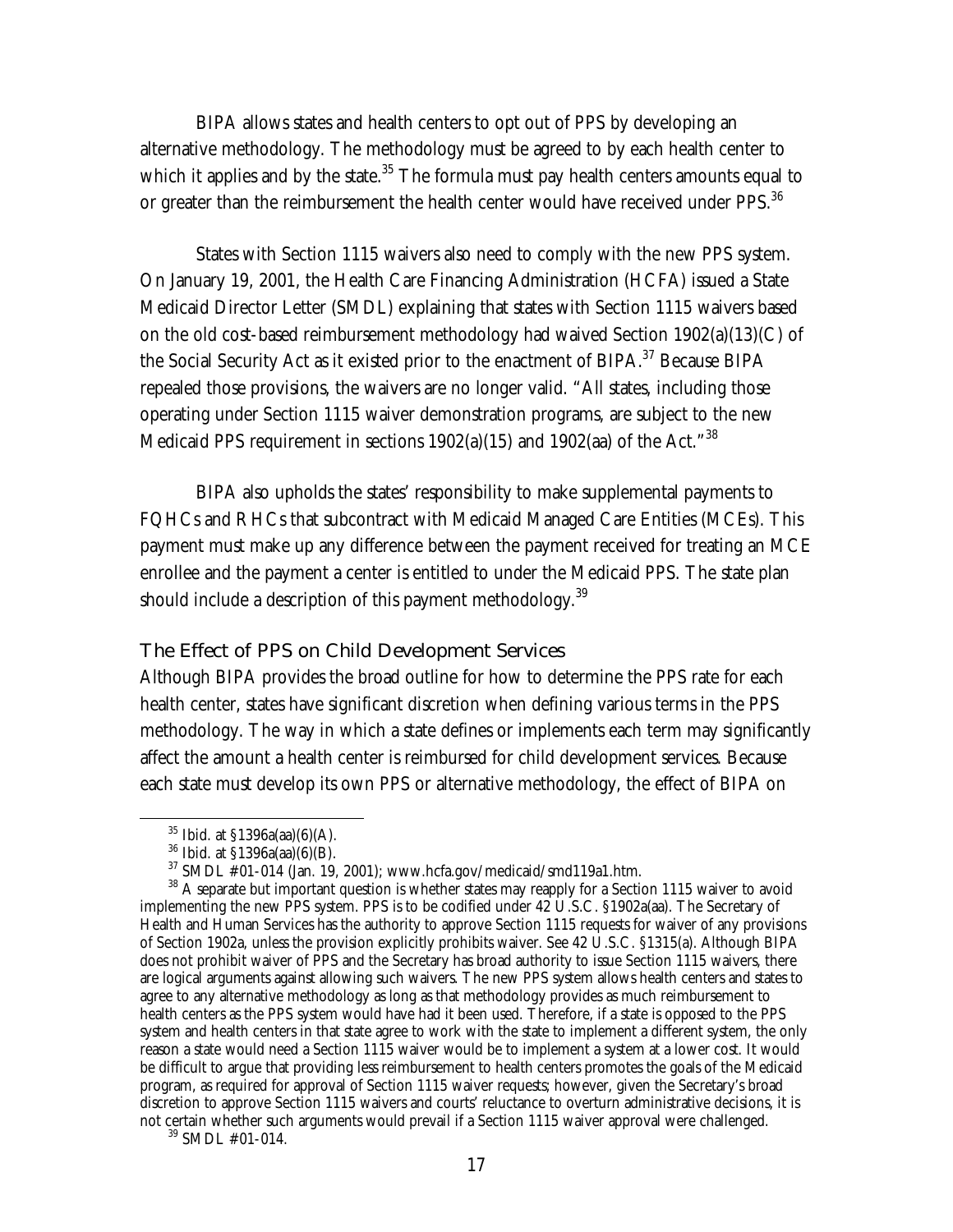BIPA allows states and health centers to opt out of PPS by developing an alternative methodology. The methodology must be agreed to by each health center to which it applies and by the state.[35] The formula must pay health centers amounts equal to or greater than the reimbursement the health center would have received under PPS.[36]

States with Section 1115 waivers also need to comply with the new PPS system. On January 19, 2001, the Health Care Financing Administration (HCFA) issued a State Medicaid Director Letter (SMDL) explaining that states with Section 1115 waivers based on the old cost-based reimbursement methodology had waived Section 1902(a)(13)(C) of the Social Security Act as it existed prior to the enactment of BIPA.[37] Because BIPA repealed those provisions, the waivers are no longer valid. "All states, including those operating under Section 1115 waiver demonstration programs, are subject to the new Medicaid PPS requirement in sections 1902(a)(15) and 1902(aa) of the Act."[38]

BIPA also upholds the states' responsibility to make supplemental payments to FQHCs and RHCs that subcontract with Medicaid Managed Care Entities (MCEs). This payment must make up any difference between the payment received for treating an MCE enrollee and the payment a center is entitled to under the Medicaid PPS. The state plan should include a description of this payment methodology.[39]

### The Effect of PPS on Child Development Services

Although BIPA provides the broad outline for how to determine the PPS rate for each health center, states have significant discretion when defining various terms in the PPS methodology. The way in which a state defines or implements each term may significantly affect the amount a health center is reimbursed for child development services. Because each state must develop its own PPS or alternative methodology, the effect of BIPA on

---

[35] Ibid. at §1396a(aa)(6)(A).

[36] Ibid. at §1396a(aa)(6)(B).

[37] SMDL #01-014 (Jan. 19, 2001); www.hcfa.gov/medicaid/smd119a1.htm.

[38] A separate but important question is whether states may reapply for a Section 1115 waiver to avoid implementing the new PPS system. PPS is to be codified under 42 U.S.C. §1902a(aa). The Secretary of Health and Human Services has the authority to approve Section 1115 requests for waiver of any provisions of Section 1902a, unless the provision explicitly prohibits waiver. See 42 U.S.C. §1315(a). Although BIPA does not prohibit waiver of PPS and the Secretary has broad authority to issue Section 1115 waivers, there are logical arguments against allowing such waivers. The new PPS system allows health centers and states to agree to any alternative methodology as long as that methodology provides as much reimbursement to health centers as the PPS system would have had it been used. Therefore, if a state is opposed to the PPS system and health centers in that state agree to work with the state to implement a different system, the only reason a state would need a Section 1115 waiver would be to implement a system at a lower cost. It would be difficult to argue that providing less reimbursement to health centers promotes the goals of the Medicaid program, as required for approval of Section 1115 waiver requests; however, given the Secretary's broad discretion to approve Section 1115 waivers and courts' reluctance to overturn administrative decisions, it is not certain whether such arguments would prevail if a Section 1115 waiver approval were challenged.

[39] SMDL #01-014.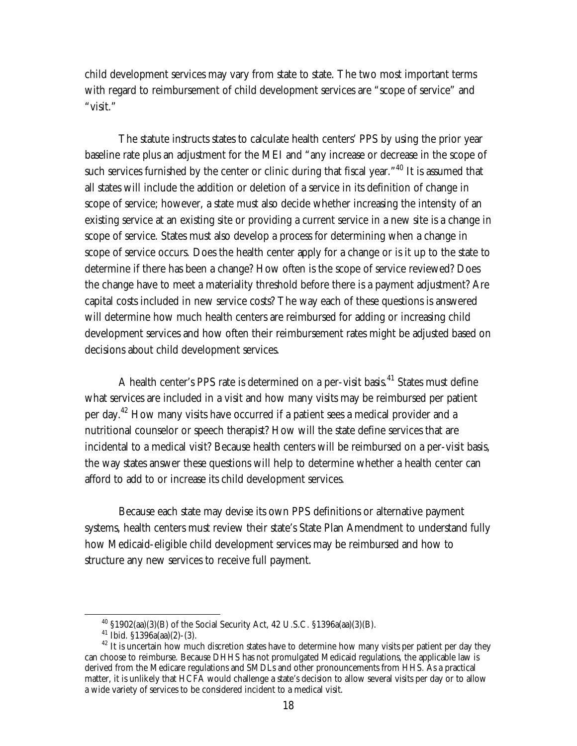child development services may vary from state to state. The two most important terms with regard to reimbursement of child development services are "scope of service" and "visit."

The statute instructs states to calculate health centers' PPS by using the prior year baseline rate plus an adjustment for the MEI and "any increase or decrease in the scope of such services furnished by the center or clinic during that fiscal year."[40] It is assumed that all states will include the addition or deletion of a service in its definition of change in scope of service; however, a state must also decide whether increasing the intensity of an existing service at an existing site or providing a current service in a new site is a change in scope of service. States must also develop a process for determining when a change in scope of service occurs. Does the health center apply for a change or is it up to the state to determine if there has been a change? How often is the scope of service reviewed? Does the change have to meet a materiality threshold before there is a payment adjustment? Are capital costs included in new service costs? The way each of these questions is answered will determine how much health centers are reimbursed for adding or increasing child development services and how often their reimbursement rates might be adjusted based on decisions about child development services.

A health center's PPS rate is determined on a per-visit basis.[41] States must define what services are included in a visit and how many visits may be reimbursed per patient per day.[42] How many visits have occurred if a patient sees a medical provider and a nutritional counselor or speech therapist? How will the state define services that are incidental to a medical visit? Because health centers will be reimbursed on a per-visit basis, the way states answer these questions will help to determine whether a health center can afford to add to or increase its child development services.

Because each state may devise its own PPS definitions or alternative payment systems, health centers must review their state's State Plan Amendment to understand fully how Medicaid-eligible child development services may be reimbursed and how to structure any new services to receive full payment.

---

[40] §1902(aa)(3)(B) of the Social Security Act, 42 U.S.C. §1396a(aa)(3)(B).

[41] Ibid. §1396a(aa)(2)-(3).

[42] It is uncertain how much discretion states have to determine how many visits per patient per day they can choose to reimburse. Because DHHS has not promulgated Medicaid regulations, the applicable law is derived from the Medicare regulations and SMDLs and other pronouncements from HHS. As a practical matter, it is unlikely that HCFA would challenge a state's decision to allow several visits per day or to allow a wide variety of services to be considered incident to a medical visit.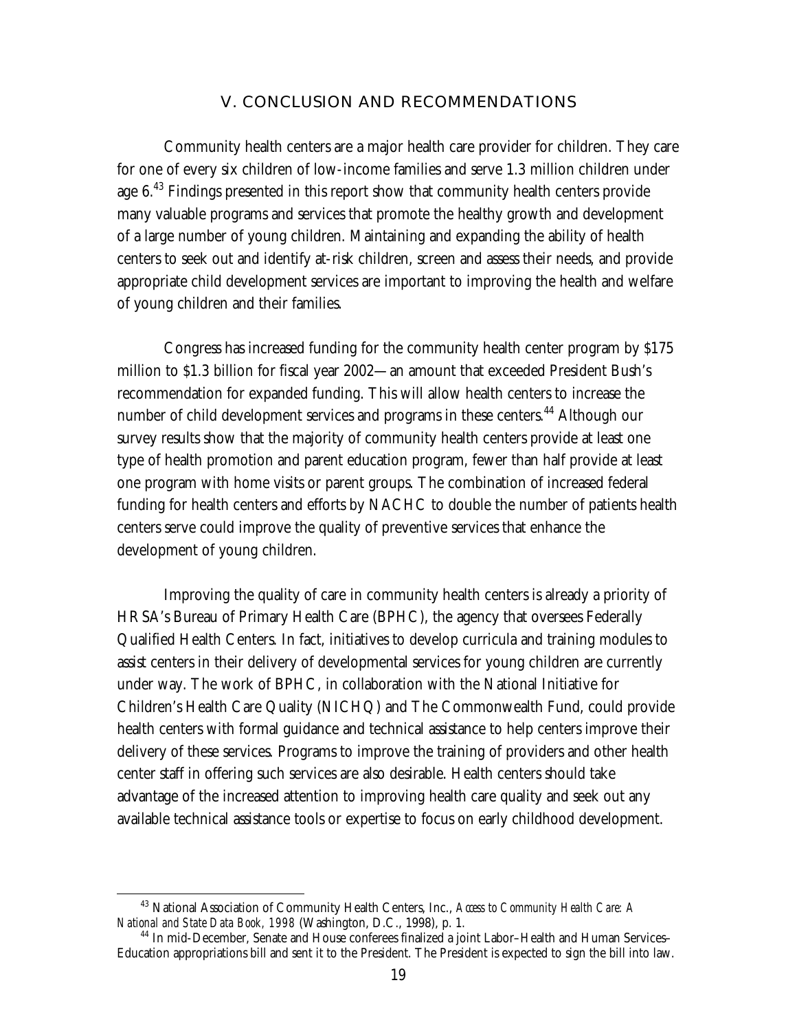## V. CONCLUSION AND RECOMMENDATIONS

Community health centers are a major health care provider for children. They care for one of every six children of low-income families and serve 1.3 million children under age 6.[43] Findings presented in this report show that community health centers provide many valuable programs and services that promote the healthy growth and development of a large number of young children. Maintaining and expanding the ability of health centers to seek out and identify at-risk children, screen and assess their needs, and provide appropriate child development services are important to improving the health and welfare of young children and their families.

Congress has increased funding for the community health center program by $175 million to $1.3 billion for fiscal year 2002—an amount that exceeded President Bush's recommendation for expanded funding. This will allow health centers to increase the number of child development services and programs in these centers.[44] Although our survey results show that the majority of community health centers provide at least one type of health promotion and parent education program, fewer than half provide at least one program with home visits or parent groups. The combination of increased federal funding for health centers and efforts by NACHC to double the number of patients health centers serve could improve the quality of preventive services that enhance the development of young children.

Improving the quality of care in community health centers is already a priority of HRSA's Bureau of Primary Health Care (BPHC), the agency that oversees Federally Qualified Health Centers. In fact, initiatives to develop curricula and training modules to assist centers in their delivery of developmental services for young children are currently under way. The work of BPHC, in collaboration with the National Initiative for Children's Health Care Quality (NICHQ) and The Commonwealth Fund, could provide health centers with formal guidance and technical assistance to help centers improve their delivery of these services. Programs to improve the training of providers and other health center staff in offering such services are also desirable. Health centers should take advantage of the increased attention to improving health care quality and seek out any available technical assistance tools or expertise to focus on early childhood development.

---

[43] National Association of Community Health Centers, Inc., *Access to Community Health Care: A National and State Data Book, 1998* (Washington, D.C., 1998), p. 1.

[44] In mid-December, Senate and House conferees finalized a joint Labor–Health and Human Services–Education appropriations bill and sent it to the President. The President is expected to sign the bill into law.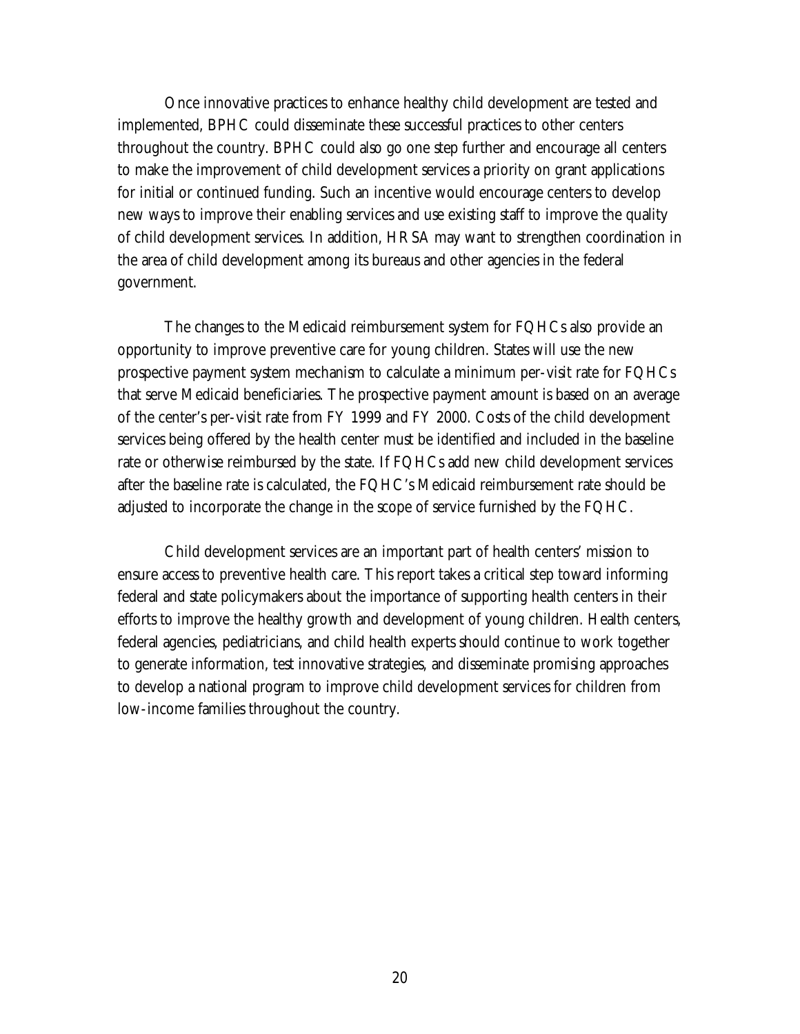Once innovative practices to enhance healthy child development are tested and implemented, BPHC could disseminate these successful practices to other centers throughout the country. BPHC could also go one step further and encourage all centers to make the improvement of child development services a priority on grant applications for initial or continued funding. Such an incentive would encourage centers to develop new ways to improve their enabling services and use existing staff to improve the quality of child development services. In addition, HRSA may want to strengthen coordination in the area of child development among its bureaus and other agencies in the federal government.

The changes to the Medicaid reimbursement system for FQHCs also provide an opportunity to improve preventive care for young children. States will use the new prospective payment system mechanism to calculate a minimum per-visit rate for FQHCs that serve Medicaid beneficiaries. The prospective payment amount is based on an average of the center's per-visit rate from FY 1999 and FY 2000. Costs of the child development services being offered by the health center must be identified and included in the baseline rate or otherwise reimbursed by the state. If FQHCs add new child development services after the baseline rate is calculated, the FQHC's Medicaid reimbursement rate should be adjusted to incorporate the change in the scope of service furnished by the FQHC.

Child development services are an important part of health centers' mission to ensure access to preventive health care. This report takes a critical step toward informing federal and state policymakers about the importance of supporting health centers in their efforts to improve the healthy growth and development of young children. Health centers, federal agencies, pediatricians, and child health experts should continue to work together to generate information, test innovative strategies, and disseminate promising approaches to develop a national program to improve child development services for children from low-income families throughout the country.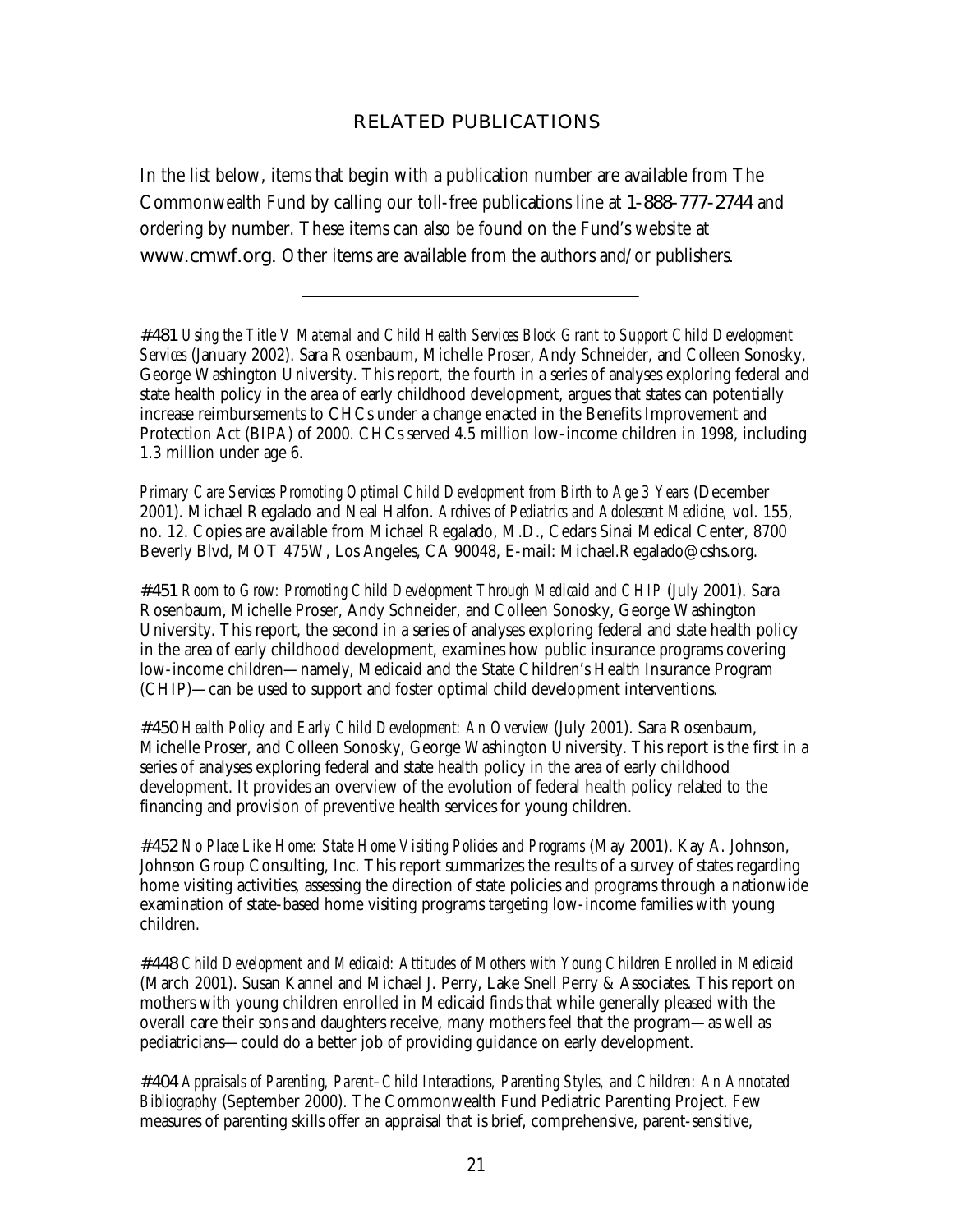## RELATED PUBLICATIONS

In the list below, items that begin with a publication number are available from The Commonwealth Fund by calling our toll-free publications line at **1-888-777-2744** and ordering by number. These items can also be found on the Fund's website at **www.cmwf.org.** Other items are available from the authors and/or publishers.

---

**#481** *Using the Title V Maternal and Child Health Services Block Grant to Support Child Development Services* (January 2002). Sara Rosenbaum, Michelle Proser, Andy Schneider, and Colleen Sonosky, George Washington University. This report, the fourth in a series of analyses exploring federal and state health policy in the area of early childhood development, argues that states can potentially increase reimbursements to CHCs under a change enacted in the Benefits Improvement and Protection Act (BIPA) of 2000. CHCs served 4.5 million low-income children in 1998, including 1.3 million under age 6.

*Primary Care Services Promoting Optimal Child Development from Birth to Age 3 Years* (December 2001). Michael Regalado and Neal Halfon. *Archives of Pediatrics and Adolescent Medicine,* vol. 155, no. 12. Copies are available from Michael Regalado, M.D., Cedars Sinai Medical Center, 8700 Beverly Blvd, MOT 475W, Los Angeles, CA 90048, E-mail: Michael.Regalado@cshs.org.

**#451** *Room to Grow: Promoting Child Development Through Medicaid and CHIP* (July 2001). Sara Rosenbaum, Michelle Proser, Andy Schneider, and Colleen Sonosky, George Washington University. This report, the second in a series of analyses exploring federal and state health policy in the area of early childhood development, examines how public insurance programs covering low-income children—namely, Medicaid and the State Children's Health Insurance Program (CHIP)—can be used to support and foster optimal child development interventions.

**#450** *Health Policy and Early Child Development: An Overview* (July 2001). Sara Rosenbaum, Michelle Proser, and Colleen Sonosky, George Washington University. This report is the first in a series of analyses exploring federal and state health policy in the area of early childhood development. It provides an overview of the evolution of federal health policy related to the financing and provision of preventive health services for young children.

**#452** *No Place Like Home: State Home Visiting Policies and Programs* (May 2001). Kay A. Johnson, Johnson Group Consulting, Inc. This report summarizes the results of a survey of states regarding home visiting activities, assessing the direction of state policies and programs through a nationwide examination of state-based home visiting programs targeting low-income families with young children.

**#448** *Child Development and Medicaid: Attitudes of Mothers with Young Children Enrolled in Medicaid* (March 2001). Susan Kannel and Michael J. Perry, Lake Snell Perry & Associates. This report on mothers with young children enrolled in Medicaid finds that while generally pleased with the overall care their sons and daughters receive, many mothers feel that the program—as well as pediatricians—could do a better job of providing guidance on early development.

**#404** *Appraisals of Parenting, Parent–Child Interactions, Parenting Styles, and Children: An Annotated Bibliography* (September 2000). The Commonwealth Fund Pediatric Parenting Project. Few measures of parenting skills offer an appraisal that is brief, comprehensive, parent-sensitive,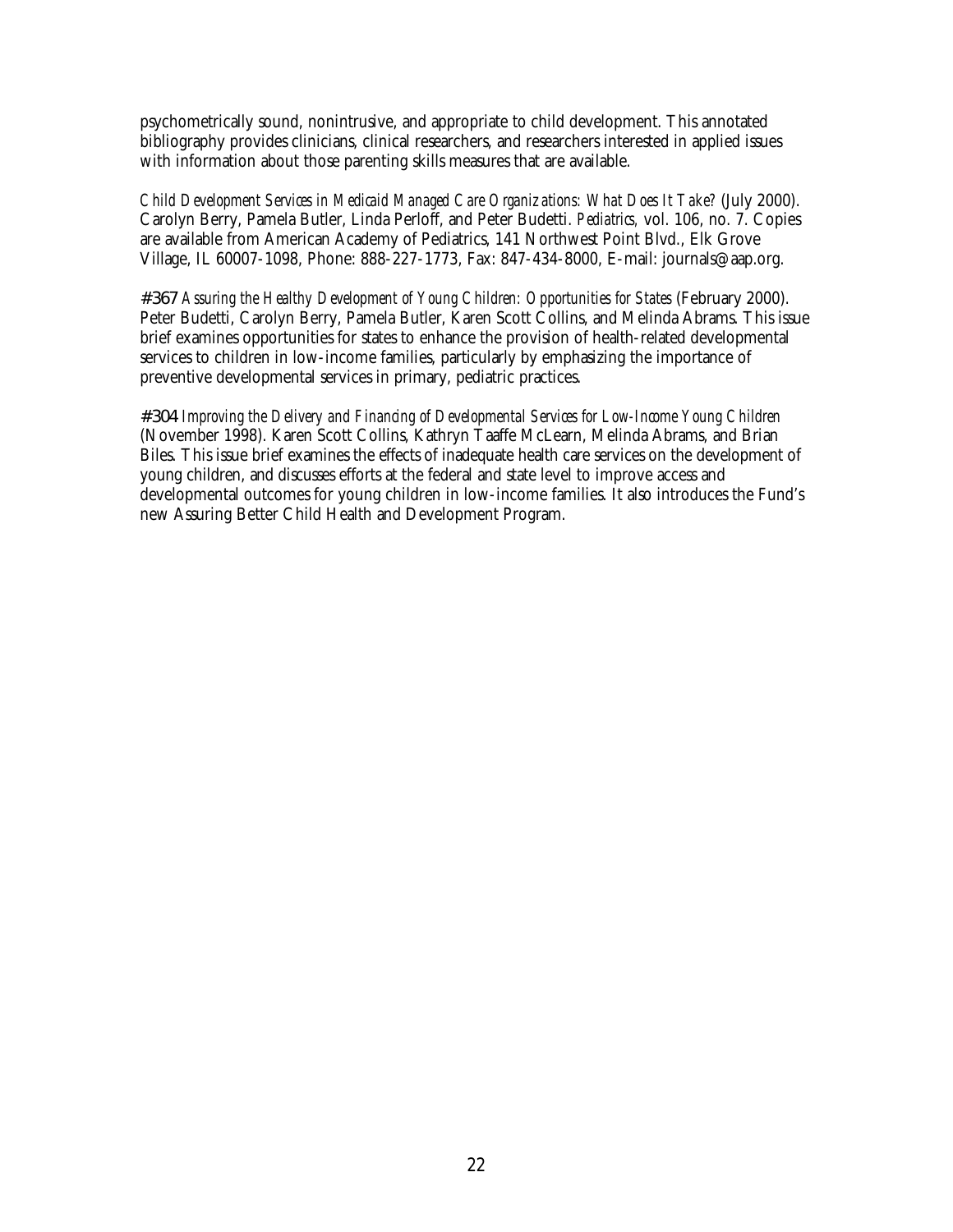psychometrically sound, nonintrusive, and appropriate to child development. This annotated bibliography provides clinicians, clinical researchers, and researchers interested in applied issues with information about those parenting skills measures that are available.

*Child Development Services in Medicaid Managed Care Organizations: What Does It Take?* (July 2000). Carolyn Berry, Pamela Butler, Linda Perloff, and Peter Budetti. *Pediatrics,* vol. 106, no. 7. Copies are available from American Academy of Pediatrics, 141 Northwest Point Blvd., Elk Grove Village, IL 60007-1098, Phone: 888-227-1773, Fax: 847-434-8000, E-mail: journals@aap.org.

#367 *Assuring the Healthy Development of Young Children: Opportunities for States* (February 2000). Peter Budetti, Carolyn Berry, Pamela Butler, Karen Scott Collins, and Melinda Abrams. This issue brief examines opportunities for states to enhance the provision of health-related developmental services to children in low-income families, particularly by emphasizing the importance of preventive developmental services in primary, pediatric practices.

#304 *Improving the Delivery and Financing of Developmental Services for Low-Income Young Children* (November 1998). Karen Scott Collins, Kathryn Taaffe McLearn, Melinda Abrams, and Brian Biles. This issue brief examines the effects of inadequate health care services on the development of young children, and discusses efforts at the federal and state level to improve access and developmental outcomes for young children in low-income families. It also introduces the Fund's new Assuring Better Child Health and Development Program.